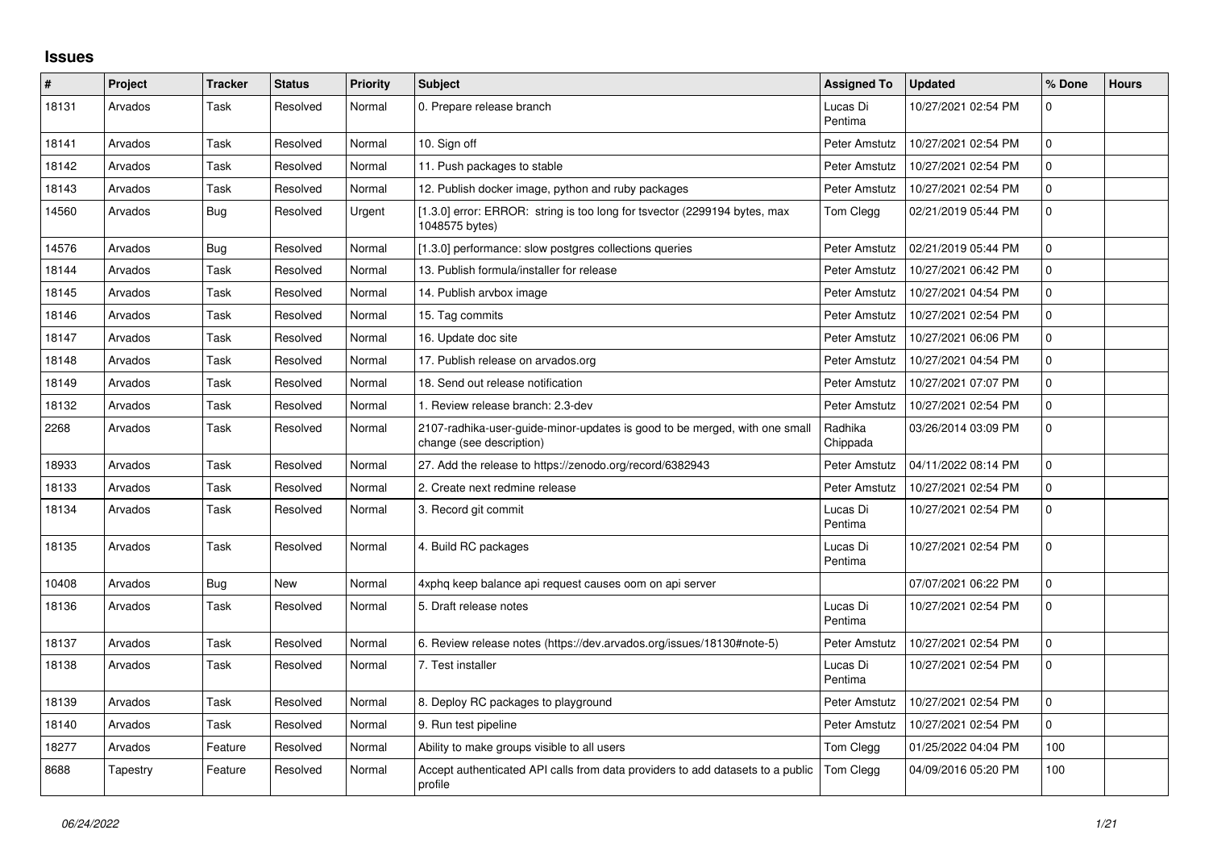# Issues

| # | Project | Tracker | Status | Priority | Subject | Assigned To | Updated | % Done | Hours |
|---|---|---|---|---|---|---|---|---|---|
| 18131 | Arvados | Task | Resolved | Normal | 0. Prepare release branch | Lucas Di Pentima | 10/27/2021 02:54 PM | 0 | |
| 18141 | Arvados | Task | Resolved | Normal | 10. Sign off | Peter Amstutz | 10/27/2021 02:54 PM | 0 | |
| 18142 | Arvados | Task | Resolved | Normal | 11. Push packages to stable | Peter Amstutz | 10/27/2021 02:54 PM | 0 | |
| 18143 | Arvados | Task | Resolved | Normal | 12. Publish docker image, python and ruby packages | Peter Amstutz | 10/27/2021 02:54 PM | 0 | |
| 14560 | Arvados | Bug | Resolved | Urgent | [1.3.0] error: ERROR: string is too long for tsvector (2299194 bytes, max 1048575 bytes) | Tom Clegg | 02/21/2019 05:44 PM | 0 | |
| 14576 | Arvados | Bug | Resolved | Normal | [1.3.0] performance: slow postgres collections queries | Peter Amstutz | 02/21/2019 05:44 PM | 0 | |
| 18144 | Arvados | Task | Resolved | Normal | 13. Publish formula/installer for release | Peter Amstutz | 10/27/2021 06:42 PM | 0 | |
| 18145 | Arvados | Task | Resolved | Normal | 14. Publish arvbox image | Peter Amstutz | 10/27/2021 04:54 PM | 0 | |
| 18146 | Arvados | Task | Resolved | Normal | 15. Tag commits | Peter Amstutz | 10/27/2021 02:54 PM | 0 | |
| 18147 | Arvados | Task | Resolved | Normal | 16. Update doc site | Peter Amstutz | 10/27/2021 06:06 PM | 0 | |
| 18148 | Arvados | Task | Resolved | Normal | 17. Publish release on arvados.org | Peter Amstutz | 10/27/2021 04:54 PM | 0 | |
| 18149 | Arvados | Task | Resolved | Normal | 18. Send out release notification | Peter Amstutz | 10/27/2021 07:07 PM | 0 | |
| 18132 | Arvados | Task | Resolved | Normal | 1. Review release branch: 2.3-dev | Peter Amstutz | 10/27/2021 02:54 PM | 0 | |
| 2268 | Arvados | Task | Resolved | Normal | 2107-radhika-user-guide-minor-updates is good to be merged, with one small change (see description) | Radhika Chippada | 03/26/2014 03:09 PM | 0 | |
| 18933 | Arvados | Task | Resolved | Normal | 27. Add the release to https://zenodo.org/record/6382943 | Peter Amstutz | 04/11/2022 08:14 PM | 0 | |
| 18133 | Arvados | Task | Resolved | Normal | 2. Create next redmine release | Peter Amstutz | 10/27/2021 02:54 PM | 0 | |
| 18134 | Arvados | Task | Resolved | Normal | 3. Record git commit | Lucas Di Pentima | 10/27/2021 02:54 PM | 0 | |
| 18135 | Arvados | Task | Resolved | Normal | 4. Build RC packages | Lucas Di Pentima | 10/27/2021 02:54 PM | 0 | |
| 10408 | Arvados | Bug | New | Normal | 4xphq keep balance api request causes oom on api server | | 07/07/2021 06:22 PM | 0 | |
| 18136 | Arvados | Task | Resolved | Normal | 5. Draft release notes | Lucas Di Pentima | 10/27/2021 02:54 PM | 0 | |
| 18137 | Arvados | Task | Resolved | Normal | 6. Review release notes (https://dev.arvados.org/issues/18130#note-5) | Peter Amstutz | 10/27/2021 02:54 PM | 0 | |
| 18138 | Arvados | Task | Resolved | Normal | 7. Test installer | Lucas Di Pentima | 10/27/2021 02:54 PM | 0 | |
| 18139 | Arvados | Task | Resolved | Normal | 8. Deploy RC packages to playground | Peter Amstutz | 10/27/2021 02:54 PM | 0 | |
| 18140 | Arvados | Task | Resolved | Normal | 9. Run test pipeline | Peter Amstutz | 10/27/2021 02:54 PM | 0 | |
| 18277 | Arvados | Feature | Resolved | Normal | Ability to make groups visible to all users | Tom Clegg | 01/25/2022 04:04 PM | 100 | |
| 8688 | Tapestry | Feature | Resolved | Normal | Accept authenticated API calls from data providers to add datasets to a public profile | Tom Clegg | 04/09/2016 05:20 PM | 100 | |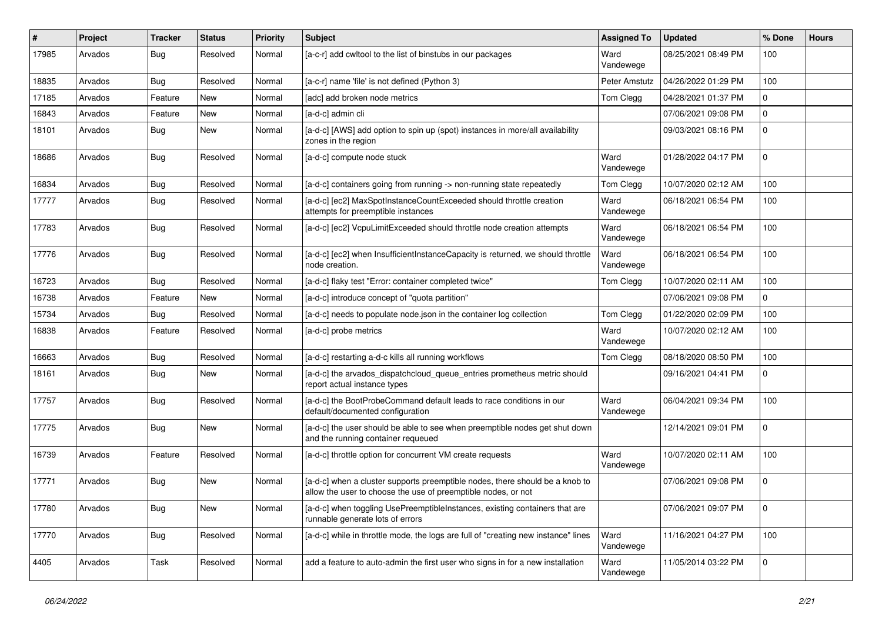| # | Project | Tracker | Status | Priority | Subject | Assigned To | Updated | % Done | Hours |
|---|---|---|---|---|---|---|---|---|---|
| 17985 | Arvados | Bug | Resolved | Normal | [a-c-r] add cwltool to the list of binstubs in our packages | Ward Vandewege | 08/25/2021 08:49 PM | 100 | |
| 18835 | Arvados | Bug | Resolved | Normal | [a-c-r] name 'file' is not defined (Python 3) | Peter Amstutz | 04/26/2022 01:29 PM | 100 | |
| 17185 | Arvados | Feature | New | Normal | [adc] add broken node metrics | Tom Clegg | 04/28/2021 01:37 PM | 0 | |
| 16843 | Arvados | Feature | New | Normal | [a-d-c] admin cli | | 07/06/2021 09:08 PM | 0 | |
| 18101 | Arvados | Bug | New | Normal | [a-d-c] [AWS] add option to spin up (spot) instances in more/all availability zones in the region | | 09/03/2021 08:16 PM | 0 | |
| 18686 | Arvados | Bug | Resolved | Normal | [a-d-c] compute node stuck | Ward Vandewege | 01/28/2022 04:17 PM | 0 | |
| 16834 | Arvados | Bug | Resolved | Normal | [a-d-c] containers going from running -> non-running state repeatedly | Tom Clegg | 10/07/2020 02:12 AM | 100 | |
| 17777 | Arvados | Bug | Resolved | Normal | [a-d-c] [ec2] MaxSpotInstanceCountExceeded should throttle creation attempts for preemptible instances | Ward Vandewege | 06/18/2021 06:54 PM | 100 | |
| 17783 | Arvados | Bug | Resolved | Normal | [a-d-c] [ec2] VcpuLimitExceeded should throttle node creation attempts | Ward Vandewege | 06/18/2021 06:54 PM | 100 | |
| 17776 | Arvados | Bug | Resolved | Normal | [a-d-c] [ec2] when InsufficientInstanceCapacity is returned, we should throttle node creation. | Ward Vandewege | 06/18/2021 06:54 PM | 100 | |
| 16723 | Arvados | Bug | Resolved | Normal | [a-d-c] flaky test "Error: container completed twice" | Tom Clegg | 10/07/2020 02:11 AM | 100 | |
| 16738 | Arvados | Feature | New | Normal | [a-d-c] introduce concept of "quota partition" | | 07/06/2021 09:08 PM | 0 | |
| 15734 | Arvados | Bug | Resolved | Normal | [a-d-c] needs to populate node.json in the container log collection | Tom Clegg | 01/22/2020 02:09 PM | 100 | |
| 16838 | Arvados | Feature | Resolved | Normal | [a-d-c] probe metrics | Ward Vandewege | 10/07/2020 02:12 AM | 100 | |
| 16663 | Arvados | Bug | Resolved | Normal | [a-d-c] restarting a-d-c kills all running workflows | Tom Clegg | 08/18/2020 08:50 PM | 100 | |
| 18161 | Arvados | Bug | New | Normal | [a-d-c] the arvados_dispatchcloud_queue_entries prometheus metric should report actual instance types | | 09/16/2021 04:41 PM | 0 | |
| 17757 | Arvados | Bug | Resolved | Normal | [a-d-c] the BootProbeCommand default leads to race conditions in our default/documented configuration | Ward Vandewege | 06/04/2021 09:34 PM | 100 | |
| 17775 | Arvados | Bug | New | Normal | [a-d-c] the user should be able to see when preemptible nodes get shut down and the running container requeued | | 12/14/2021 09:01 PM | 0 | |
| 16739 | Arvados | Feature | Resolved | Normal | [a-d-c] throttle option for concurrent VM create requests | Ward Vandewege | 10/07/2020 02:11 AM | 100 | |
| 17771 | Arvados | Bug | New | Normal | [a-d-c] when a cluster supports preemptible nodes, there should be a knob to allow the user to choose the use of preemptible nodes, or not | | 07/06/2021 09:08 PM | 0 | |
| 17780 | Arvados | Bug | New | Normal | [a-d-c] when toggling UsePreemptibleInstances, existing containers that are runnable generate lots of errors | | 07/06/2021 09:07 PM | 0 | |
| 17770 | Arvados | Bug | Resolved | Normal | [a-d-c] while in throttle mode, the logs are full of "creating new instance" lines | Ward Vandewege | 11/16/2021 04:27 PM | 100 | |
| 4405 | Arvados | Task | Resolved | Normal | add a feature to auto-admin the first user who signs in for a new installation | Ward Vandewege | 11/05/2014 03:22 PM | 0 | |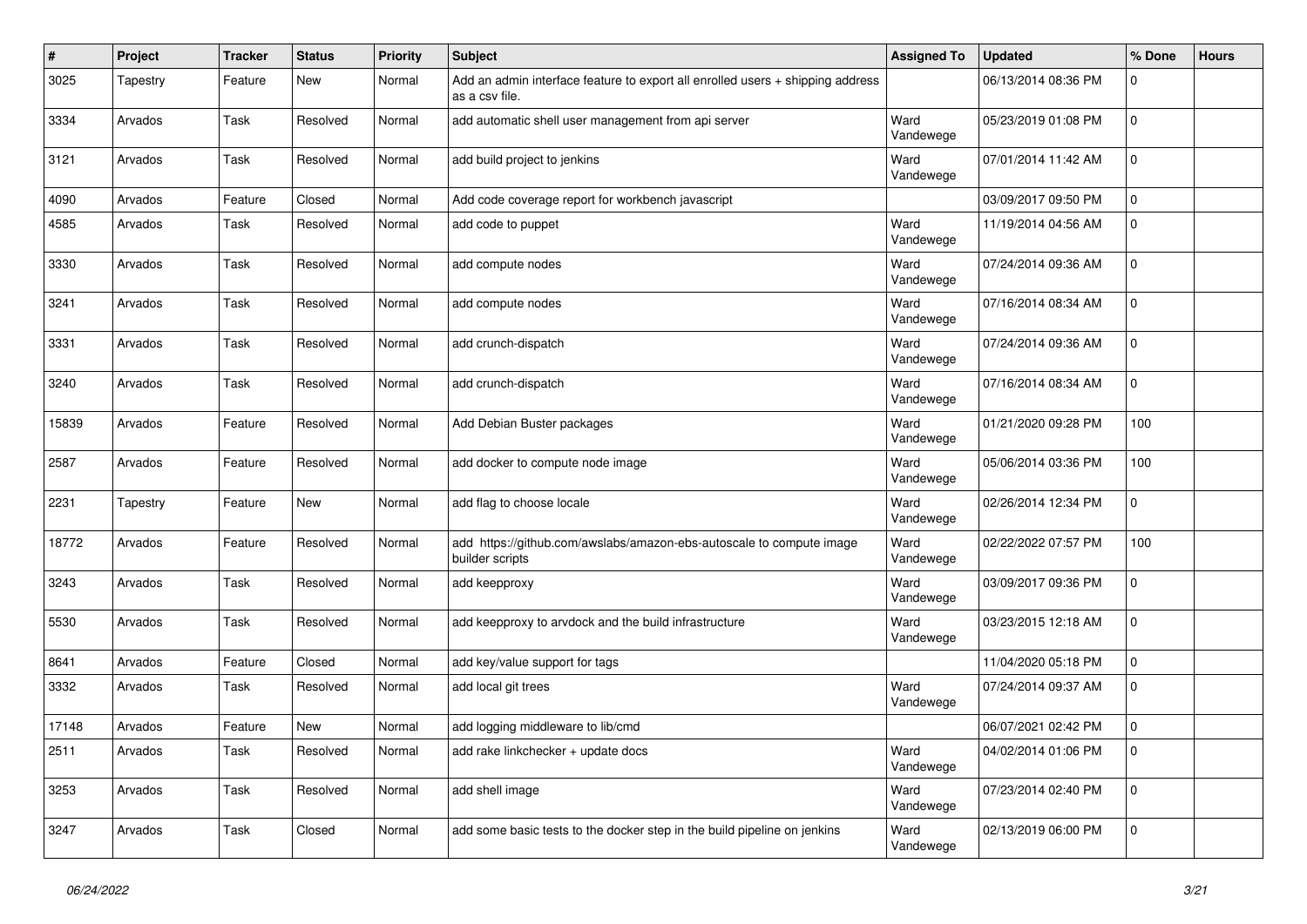| # | Project | Tracker | Status | Priority | Subject | Assigned To | Updated | % Done | Hours |
|---|---|---|---|---|---|---|---|---|---|
| 3025 | Tapestry | Feature | New | Normal | Add an admin interface feature to export all enrolled users + shipping address as a csv file. | | 06/13/2014 08:36 PM | 0 | |
| 3334 | Arvados | Task | Resolved | Normal | add automatic shell user management from api server | Ward Vandewege | 05/23/2019 01:08 PM | 0 | |
| 3121 | Arvados | Task | Resolved | Normal | add build project to jenkins | Ward Vandewege | 07/01/2014 11:42 AM | 0 | |
| 4090 | Arvados | Feature | Closed | Normal | Add code coverage report for workbench javascript | | 03/09/2017 09:50 PM | 0 | |
| 4585 | Arvados | Task | Resolved | Normal | add code to puppet | Ward Vandewege | 11/19/2014 04:56 AM | 0 | |
| 3330 | Arvados | Task | Resolved | Normal | add compute nodes | Ward Vandewege | 07/24/2014 09:36 AM | 0 | |
| 3241 | Arvados | Task | Resolved | Normal | add compute nodes | Ward Vandewege | 07/16/2014 08:34 AM | 0 | |
| 3331 | Arvados | Task | Resolved | Normal | add crunch-dispatch | Ward Vandewege | 07/24/2014 09:36 AM | 0 | |
| 3240 | Arvados | Task | Resolved | Normal | add crunch-dispatch | Ward Vandewege | 07/16/2014 08:34 AM | 0 | |
| 15839 | Arvados | Feature | Resolved | Normal | Add Debian Buster packages | Ward Vandewege | 01/21/2020 09:28 PM | 100 | |
| 2587 | Arvados | Feature | Resolved | Normal | add docker to compute node image | Ward Vandewege | 05/06/2014 03:36 PM | 100 | |
| 2231 | Tapestry | Feature | New | Normal | add flag to choose locale | Ward Vandewege | 02/26/2014 12:34 PM | 0 | |
| 18772 | Arvados | Feature | Resolved | Normal | add https://github.com/awslabs/amazon-ebs-autoscale to compute image builder scripts | Ward Vandewege | 02/22/2022 07:57 PM | 100 | |
| 3243 | Arvados | Task | Resolved | Normal | add keepproxy | Ward Vandewege | 03/09/2017 09:36 PM | 0 | |
| 5530 | Arvados | Task | Resolved | Normal | add keepproxy to arvdock and the build infrastructure | Ward Vandewege | 03/23/2015 12:18 AM | 0 | |
| 8641 | Arvados | Feature | Closed | Normal | add key/value support for tags | | 11/04/2020 05:18 PM | 0 | |
| 3332 | Arvados | Task | Resolved | Normal | add local git trees | Ward Vandewege | 07/24/2014 09:37 AM | 0 | |
| 17148 | Arvados | Feature | New | Normal | add logging middleware to lib/cmd | | 06/07/2021 02:42 PM | 0 | |
| 2511 | Arvados | Task | Resolved | Normal | add rake linkchecker + update docs | Ward Vandewege | 04/02/2014 01:06 PM | 0 | |
| 3253 | Arvados | Task | Resolved | Normal | add shell image | Ward Vandewege | 07/23/2014 02:40 PM | 0 | |
| 3247 | Arvados | Task | Closed | Normal | add some basic tests to the docker step in the build pipeline on jenkins | Ward Vandewege | 02/13/2019 06:00 PM | 0 | |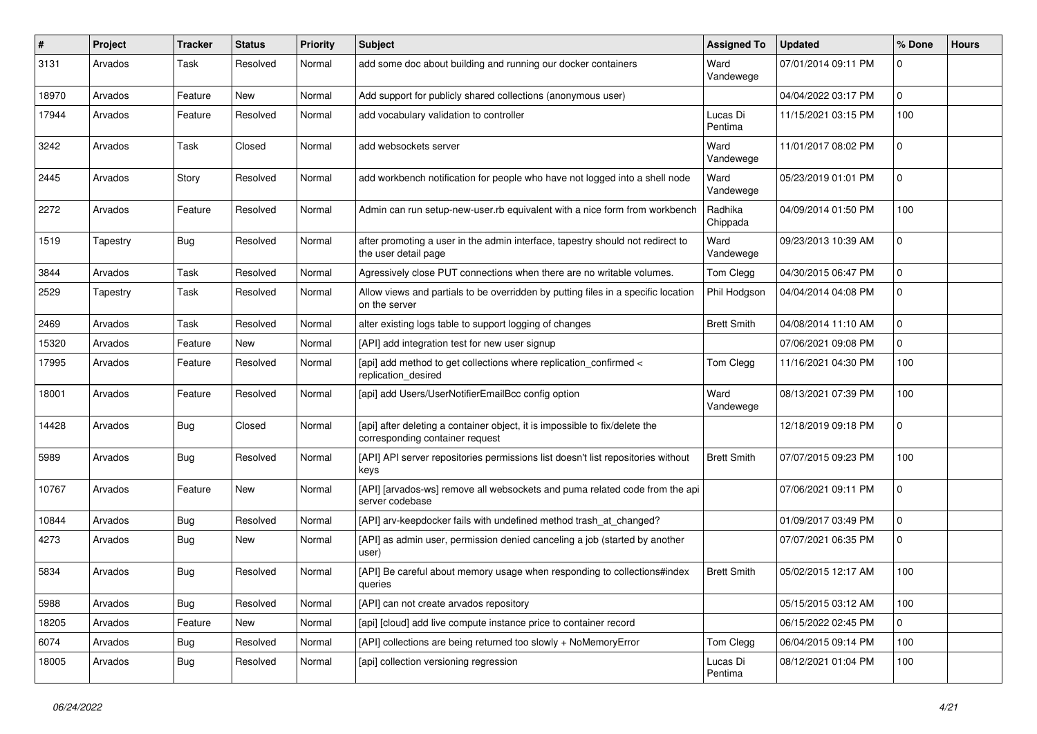| # | Project | Tracker | Status | Priority | Subject | Assigned To | Updated | % Done | Hours |
|---|---|---|---|---|---|---|---|---|---|
| 3131 | Arvados | Task | Resolved | Normal | add some doc about building and running our docker containers | Ward Vandewege | 07/01/2014 09:11 PM | 0 | |
| 18970 | Arvados | Feature | New | Normal | Add support for publicly shared collections (anonymous user) | | 04/04/2022 03:17 PM | 0 | |
| 17944 | Arvados | Feature | Resolved | Normal | add vocabulary validation to controller | Lucas Di Pentima | 11/15/2021 03:15 PM | 100 | |
| 3242 | Arvados | Task | Closed | Normal | add websockets server | Ward Vandewege | 11/01/2017 08:02 PM | 0 | |
| 2445 | Arvados | Story | Resolved | Normal | add workbench notification for people who have not logged into a shell node | Ward Vandewege | 05/23/2019 01:01 PM | 0 | |
| 2272 | Arvados | Feature | Resolved | Normal | Admin can run setup-new-user.rb equivalent with a nice form from workbench | Radhika Chippada | 04/09/2014 01:50 PM | 100 | |
| 1519 | Tapestry | Bug | Resolved | Normal | after promoting a user in the admin interface, tapestry should not redirect to the user detail page | Ward Vandewege | 09/23/2013 10:39 AM | 0 | |
| 3844 | Arvados | Task | Resolved | Normal | Agressively close PUT connections when there are no writable volumes. | Tom Clegg | 04/30/2015 06:47 PM | 0 | |
| 2529 | Tapestry | Task | Resolved | Normal | Allow views and partials to be overridden by putting files in a specific location on the server | Phil Hodgson | 04/04/2014 04:08 PM | 0 | |
| 2469 | Arvados | Task | Resolved | Normal | alter existing logs table to support logging of changes | Brett Smith | 04/08/2014 11:10 AM | 0 | |
| 15320 | Arvados | Feature | New | Normal | [API] add integration test for new user signup | | 07/06/2021 09:08 PM | 0 | |
| 17995 | Arvados | Feature | Resolved | Normal | [api] add method to get collections where replication_confirmed < replication_desired | Tom Clegg | 11/16/2021 04:30 PM | 100 | |
| 18001 | Arvados | Feature | Resolved | Normal | [api] add Users/UserNotifierEmailBcc config option | Ward Vandewege | 08/13/2021 07:39 PM | 100 | |
| 14428 | Arvados | Bug | Closed | Normal | [api] after deleting a container object, it is impossible to fix/delete the corresponding container request | | 12/18/2019 09:18 PM | 0 | |
| 5989 | Arvados | Bug | Resolved | Normal | [API] API server repositories permissions list doesn't list repositories without keys | Brett Smith | 07/07/2015 09:23 PM | 100 | |
| 10767 | Arvados | Feature | New | Normal | [API] [arvados-ws] remove all websockets and puma related code from the api server codebase | | 07/06/2021 09:11 PM | 0 | |
| 10844 | Arvados | Bug | Resolved | Normal | [API] arv-keepdocker fails with undefined method trash_at_changed? | | 01/09/2017 03:49 PM | 0 | |
| 4273 | Arvados | Bug | New | Normal | [API] as admin user, permission denied canceling a job (started by another user) | | 07/07/2021 06:35 PM | 0 | |
| 5834 | Arvados | Bug | Resolved | Normal | [API] Be careful about memory usage when responding to collections#index queries | Brett Smith | 05/02/2015 12:17 AM | 100 | |
| 5988 | Arvados | Bug | Resolved | Normal | [API] can not create arvados repository | | 05/15/2015 03:12 AM | 100 | |
| 18205 | Arvados | Feature | New | Normal | [api] [cloud] add live compute instance price to container record | | 06/15/2022 02:45 PM | 0 | |
| 6074 | Arvados | Bug | Resolved | Normal | [API] collections are being returned too slowly + NoMemoryError | Tom Clegg | 06/04/2015 09:14 PM | 100 | |
| 18005 | Arvados | Bug | Resolved | Normal | [api] collection versioning regression | Lucas Di Pentima | 08/12/2021 01:04 PM | 100 | |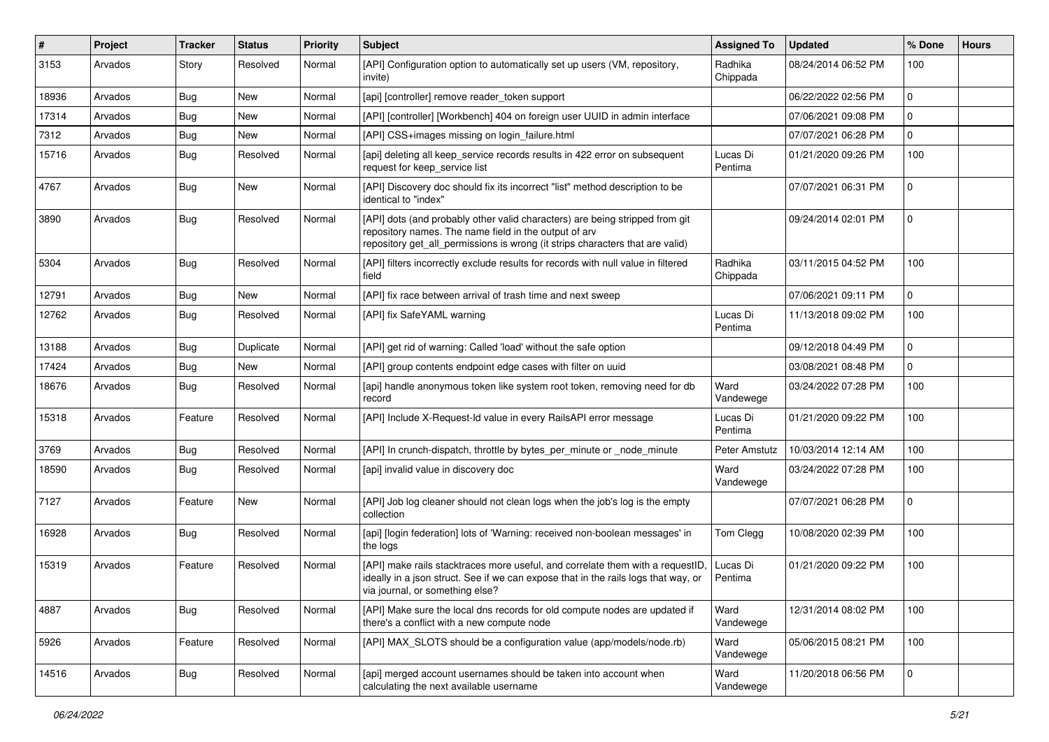| # | Project | Tracker | Status | Priority | Subject | Assigned To | Updated | % Done | Hours |
|---|---|---|---|---|---|---|---|---|---|
| 3153 | Arvados | Story | Resolved | Normal | [API] Configuration option to automatically set up users (VM, repository, invite) | Radhika Chippada | 08/24/2014 06:52 PM | 100 | |
| 18936 | Arvados | Bug | New | Normal | [api] [controller] remove reader_token support | | 06/22/2022 02:56 PM | 0 | |
| 17314 | Arvados | Bug | New | Normal | [API] [controller] [Workbench] 404 on foreign user UUID in admin interface | | 07/06/2021 09:08 PM | 0 | |
| 7312 | Arvados | Bug | New | Normal | [API] CSS+images missing on login_failure.html | | 07/07/2021 06:28 PM | 0 | |
| 15716 | Arvados | Bug | Resolved | Normal | [api] deleting all keep_service records results in 422 error on subsequent request for keep_service list | Lucas Di Pentima | 01/21/2020 09:26 PM | 100 | |
| 4767 | Arvados | Bug | New | Normal | [API] Discovery doc should fix its incorrect "list" method description to be identical to "index" | | 07/07/2021 06:31 PM | 0 | |
| 3890 | Arvados | Bug | Resolved | Normal | [API] dots (and probably other valid characters) are being stripped from git repository names. The name field in the output of arv repository get_all_permissions is wrong (it strips characters that are valid) | | 09/24/2014 02:01 PM | 0 | |
| 5304 | Arvados | Bug | Resolved | Normal | [API] filters incorrectly exclude results for records with null value in filtered field | Radhika Chippada | 03/11/2015 04:52 PM | 100 | |
| 12791 | Arvados | Bug | New | Normal | [API] fix race between arrival of trash time and next sweep | | 07/06/2021 09:11 PM | 0 | |
| 12762 | Arvados | Bug | Resolved | Normal | [API] fix SafeYAML warning | Lucas Di Pentima | 11/13/2018 09:02 PM | 100 | |
| 13188 | Arvados | Bug | Duplicate | Normal | [API] get rid of warning: Called 'load' without the safe option | | 09/12/2018 04:49 PM | 0 | |
| 17424 | Arvados | Bug | New | Normal | [API] group contents endpoint edge cases with filter on uuid | | 03/08/2021 08:48 PM | 0 | |
| 18676 | Arvados | Bug | Resolved | Normal | [api] handle anonymous token like system root token, removing need for db record | Ward Vandewege | 03/24/2022 07:28 PM | 100 | |
| 15318 | Arvados | Feature | Resolved | Normal | [API] Include X-Request-Id value in every RailsAPI error message | Lucas Di Pentima | 01/21/2020 09:22 PM | 100 | |
| 3769 | Arvados | Bug | Resolved | Normal | [API] In crunch-dispatch, throttle by bytes_per_minute or _node_minute | Peter Amstutz | 10/03/2014 12:14 AM | 100 | |
| 18590 | Arvados | Bug | Resolved | Normal | [api] invalid value in discovery doc | Ward Vandewege | 03/24/2022 07:28 PM | 100 | |
| 7127 | Arvados | Feature | New | Normal | [API] Job log cleaner should not clean logs when the job's log is the empty collection | | 07/07/2021 06:28 PM | 0 | |
| 16928 | Arvados | Bug | Resolved | Normal | [api] [login federation] lots of 'Warning: received non-boolean messages' in the logs | Tom Clegg | 10/08/2020 02:39 PM | 100 | |
| 15319 | Arvados | Feature | Resolved | Normal | [API] make rails stacktraces more useful, and correlate them with a requestID, ideally in a json struct. See if we can expose that in the rails logs that way, or via journal, or something else? | Lucas Di Pentima | 01/21/2020 09:22 PM | 100 | |
| 4887 | Arvados | Bug | Resolved | Normal | [API] Make sure the local dns records for old compute nodes are updated if there's a conflict with a new compute node | Ward Vandewege | 12/31/2014 08:02 PM | 100 | |
| 5926 | Arvados | Feature | Resolved | Normal | [API] MAX_SLOTS should be a configuration value (app/models/node.rb) | Ward Vandewege | 05/06/2015 08:21 PM | 100 | |
| 14516 | Arvados | Bug | Resolved | Normal | [api] merged account usernames should be taken into account when calculating the next available username | Ward Vandewege | 11/20/2018 06:56 PM | 0 | |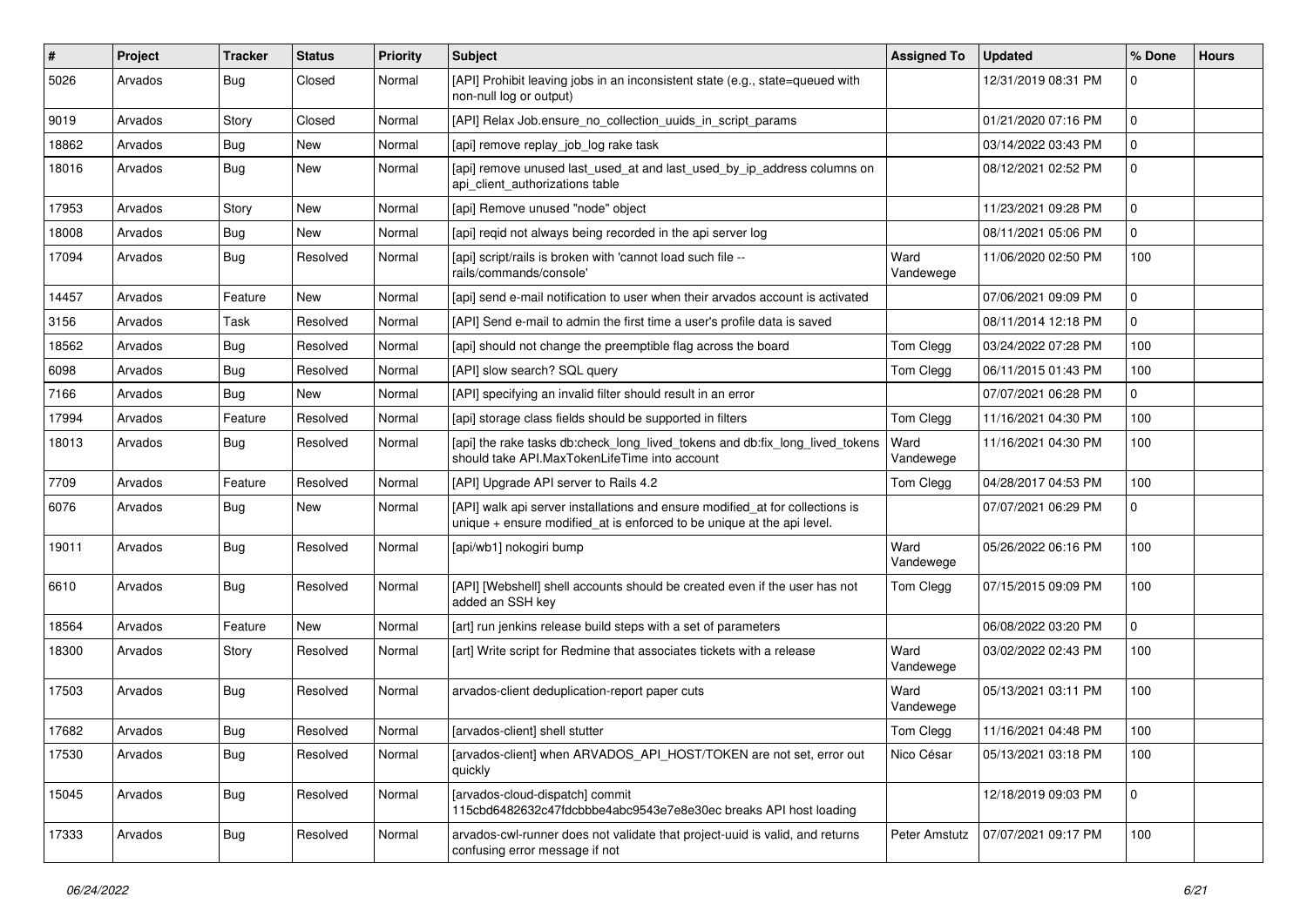| # | Project | Tracker | Status | Priority | Subject | Assigned To | Updated | % Done | Hours |
|---|---|---|---|---|---|---|---|---|---|
| 5026 | Arvados | Bug | Closed | Normal | [API] Prohibit leaving jobs in an inconsistent state (e.g., state=queued with non-null log or output) | | 12/31/2019 08:31 PM | 0 | |
| 9019 | Arvados | Story | Closed | Normal | [API] Relax Job.ensure_no_collection_uuids_in_script_params | | 01/21/2020 07:16 PM | 0 | |
| 18862 | Arvados | Bug | New | Normal | [api] remove replay_job_log rake task | | 03/14/2022 03:43 PM | 0 | |
| 18016 | Arvados | Bug | New | Normal | [api] remove unused last_used_at and last_used_by_ip_address columns on api_client_authorizations table | | 08/12/2021 02:52 PM | 0 | |
| 17953 | Arvados | Story | New | Normal | [api] Remove unused "node" object | | 11/23/2021 09:28 PM | 0 | |
| 18008 | Arvados | Bug | New | Normal | [api] reqid not always being recorded in the api server log | | 08/11/2021 05:06 PM | 0 | |
| 17094 | Arvados | Bug | Resolved | Normal | [api] script/rails is broken with 'cannot load such file -- rails/commands/console' | Ward Vandewege | 11/06/2020 02:50 PM | 100 | |
| 14457 | Arvados | Feature | New | Normal | [api] send e-mail notification to user when their arvados account is activated | | 07/06/2021 09:09 PM | 0 | |
| 3156 | Arvados | Task | Resolved | Normal | [API] Send e-mail to admin the first time a user's profile data is saved | | 08/11/2014 12:18 PM | 0 | |
| 18562 | Arvados | Bug | Resolved | Normal | [api] should not change the preemptible flag across the board | Tom Clegg | 03/24/2022 07:28 PM | 100 | |
| 6098 | Arvados | Bug | Resolved | Normal | [API] slow search? SQL query | Tom Clegg | 06/11/2015 01:43 PM | 100 | |
| 7166 | Arvados | Bug | New | Normal | [API] specifying an invalid filter should result in an error | | 07/07/2021 06:28 PM | 0 | |
| 17994 | Arvados | Feature | Resolved | Normal | [api] storage class fields should be supported in filters | Tom Clegg | 11/16/2021 04:30 PM | 100 | |
| 18013 | Arvados | Bug | Resolved | Normal | [api] the rake tasks db:check_long_lived_tokens and db:fix_long_lived_tokens should take API.MaxTokenLifeTime into account | Ward Vandewege | 11/16/2021 04:30 PM | 100 | |
| 7709 | Arvados | Feature | Resolved | Normal | [API] Upgrade API server to Rails 4.2 | Tom Clegg | 04/28/2017 04:53 PM | 100 | |
| 6076 | Arvados | Bug | New | Normal | [API] walk api server installations and ensure modified_at for collections is unique + ensure modified_at is enforced to be unique at the api level. | | 07/07/2021 06:29 PM | 0 | |
| 19011 | Arvados | Bug | Resolved | Normal | [api/wb1] nokogiri bump | Ward Vandewege | 05/26/2022 06:16 PM | 100 | |
| 6610 | Arvados | Bug | Resolved | Normal | [API] [Webshell] shell accounts should be created even if the user has not added an SSH key | Tom Clegg | 07/15/2015 09:09 PM | 100 | |
| 18564 | Arvados | Feature | New | Normal | [art] run jenkins release build steps with a set of parameters | | 06/08/2022 03:20 PM | 0 | |
| 18300 | Arvados | Story | Resolved | Normal | [art] Write script for Redmine that associates tickets with a release | Ward Vandewege | 03/02/2022 02:43 PM | 100 | |
| 17503 | Arvados | Bug | Resolved | Normal | arvados-client deduplication-report paper cuts | Ward Vandewege | 05/13/2021 03:11 PM | 100 | |
| 17682 | Arvados | Bug | Resolved | Normal | [arvados-client] shell stutter | Tom Clegg | 11/16/2021 04:48 PM | 100 | |
| 17530 | Arvados | Bug | Resolved | Normal | [arvados-client] when ARVADOS_API_HOST/TOKEN are not set, error out quickly | Nico César | 05/13/2021 03:18 PM | 100 | |
| 15045 | Arvados | Bug | Resolved | Normal | [arvados-cloud-dispatch] commit 115cbd6482632c47fdcbbbe4abc9543e7e8e30ec breaks API host loading | | 12/18/2019 09:03 PM | 0 | |
| 17333 | Arvados | Bug | Resolved | Normal | arvados-cwl-runner does not validate that project-uuid is valid, and returns confusing error message if not | Peter Amstutz | 07/07/2021 09:17 PM | 100 | |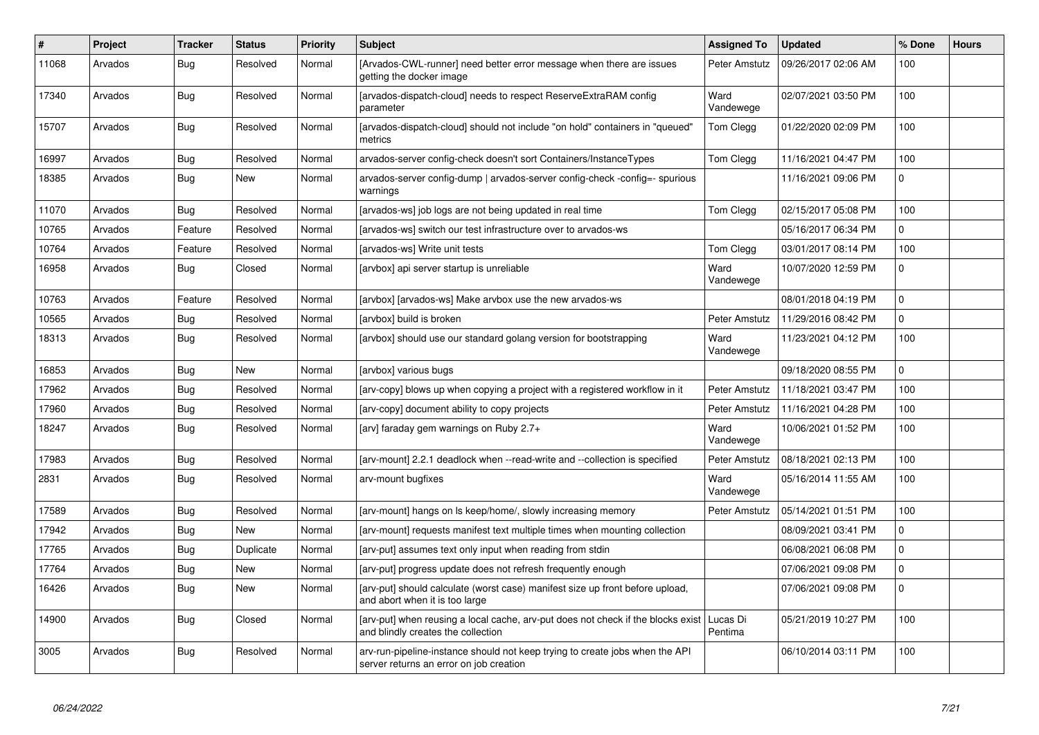| # | Project | Tracker | Status | Priority | Subject | Assigned To | Updated | % Done | Hours |
|---|---|---|---|---|---|---|---|---|---|
| 11068 | Arvados | Bug | Resolved | Normal | [Arvados-CWL-runner] need better error message when there are issues getting the docker image | Peter Amstutz | 09/26/2017 02:06 AM | 100 | |
| 17340 | Arvados | Bug | Resolved | Normal | [arvados-dispatch-cloud] needs to respect ReserveExtraRAM config parameter | Ward Vandewege | 02/07/2021 03:50 PM | 100 | |
| 15707 | Arvados | Bug | Resolved | Normal | [arvados-dispatch-cloud] should not include "on hold" containers in "queued" metrics | Tom Clegg | 01/22/2020 02:09 PM | 100 | |
| 16997 | Arvados | Bug | Resolved | Normal | arvados-server config-check doesn't sort Containers/InstanceTypes | Tom Clegg | 11/16/2021 04:47 PM | 100 | |
| 18385 | Arvados | Bug | New | Normal | arvados-server config-dump \| arvados-server config-check -config=- spurious warnings | | 11/16/2021 09:06 PM | 0 | |
| 11070 | Arvados | Bug | Resolved | Normal | [arvados-ws] job logs are not being updated in real time | Tom Clegg | 02/15/2017 05:08 PM | 100 | |
| 10765 | Arvados | Feature | Resolved | Normal | [arvados-ws] switch our test infrastructure over to arvados-ws | | 05/16/2017 06:34 PM | 0 | |
| 10764 | Arvados | Feature | Resolved | Normal | [arvados-ws] Write unit tests | Tom Clegg | 03/01/2017 08:14 PM | 100 | |
| 16958 | Arvados | Bug | Closed | Normal | [arvbox] api server startup is unreliable | Ward Vandewege | 10/07/2020 12:59 PM | 0 | |
| 10763 | Arvados | Feature | Resolved | Normal | [arvbox] [arvados-ws] Make arvbox use the new arvados-ws | | 08/01/2018 04:19 PM | 0 | |
| 10565 | Arvados | Bug | Resolved | Normal | [arvbox] build is broken | Peter Amstutz | 11/29/2016 08:42 PM | 0 | |
| 18313 | Arvados | Bug | Resolved | Normal | [arvbox] should use our standard golang version for bootstrapping | Ward Vandewege | 11/23/2021 04:12 PM | 100 | |
| 16853 | Arvados | Bug | New | Normal | [arvbox] various bugs | | 09/18/2020 08:55 PM | 0 | |
| 17962 | Arvados | Bug | Resolved | Normal | [arv-copy] blows up when copying a project with a registered workflow in it | Peter Amstutz | 11/18/2021 03:47 PM | 100 | |
| 17960 | Arvados | Bug | Resolved | Normal | [arv-copy] document ability to copy projects | Peter Amstutz | 11/16/2021 04:28 PM | 100 | |
| 18247 | Arvados | Bug | Resolved | Normal | [arv] faraday gem warnings on Ruby 2.7+ | Ward Vandewege | 10/06/2021 01:52 PM | 100 | |
| 17983 | Arvados | Bug | Resolved | Normal | [arv-mount] 2.2.1 deadlock when --read-write and --collection is specified | Peter Amstutz | 08/18/2021 02:13 PM | 100 | |
| 2831 | Arvados | Bug | Resolved | Normal | arv-mount bugfixes | Ward Vandewege | 05/16/2014 11:55 AM | 100 | |
| 17589 | Arvados | Bug | Resolved | Normal | [arv-mount] hangs on ls keep/home/, slowly increasing memory | Peter Amstutz | 05/14/2021 01:51 PM | 100 | |
| 17942 | Arvados | Bug | New | Normal | [arv-mount] requests manifest text multiple times when mounting collection | | 08/09/2021 03:41 PM | 0 | |
| 17765 | Arvados | Bug | Duplicate | Normal | [arv-put] assumes text only input when reading from stdin | | 06/08/2021 06:08 PM | 0 | |
| 17764 | Arvados | Bug | New | Normal | [arv-put] progress update does not refresh frequently enough | | 07/06/2021 09:08 PM | 0 | |
| 16426 | Arvados | Bug | New | Normal | [arv-put] should calculate (worst case) manifest size up front before upload, and abort when it is too large | | 07/06/2021 09:08 PM | 0 | |
| 14900 | Arvados | Bug | Closed | Normal | [arv-put] when reusing a local cache, arv-put does not check if the blocks exist and blindly creates the collection | Lucas Di Pentima | 05/21/2019 10:27 PM | 100 | |
| 3005 | Arvados | Bug | Resolved | Normal | arv-run-pipeline-instance should not keep trying to create jobs when the API server returns an error on job creation | | 06/10/2014 03:11 PM | 100 | |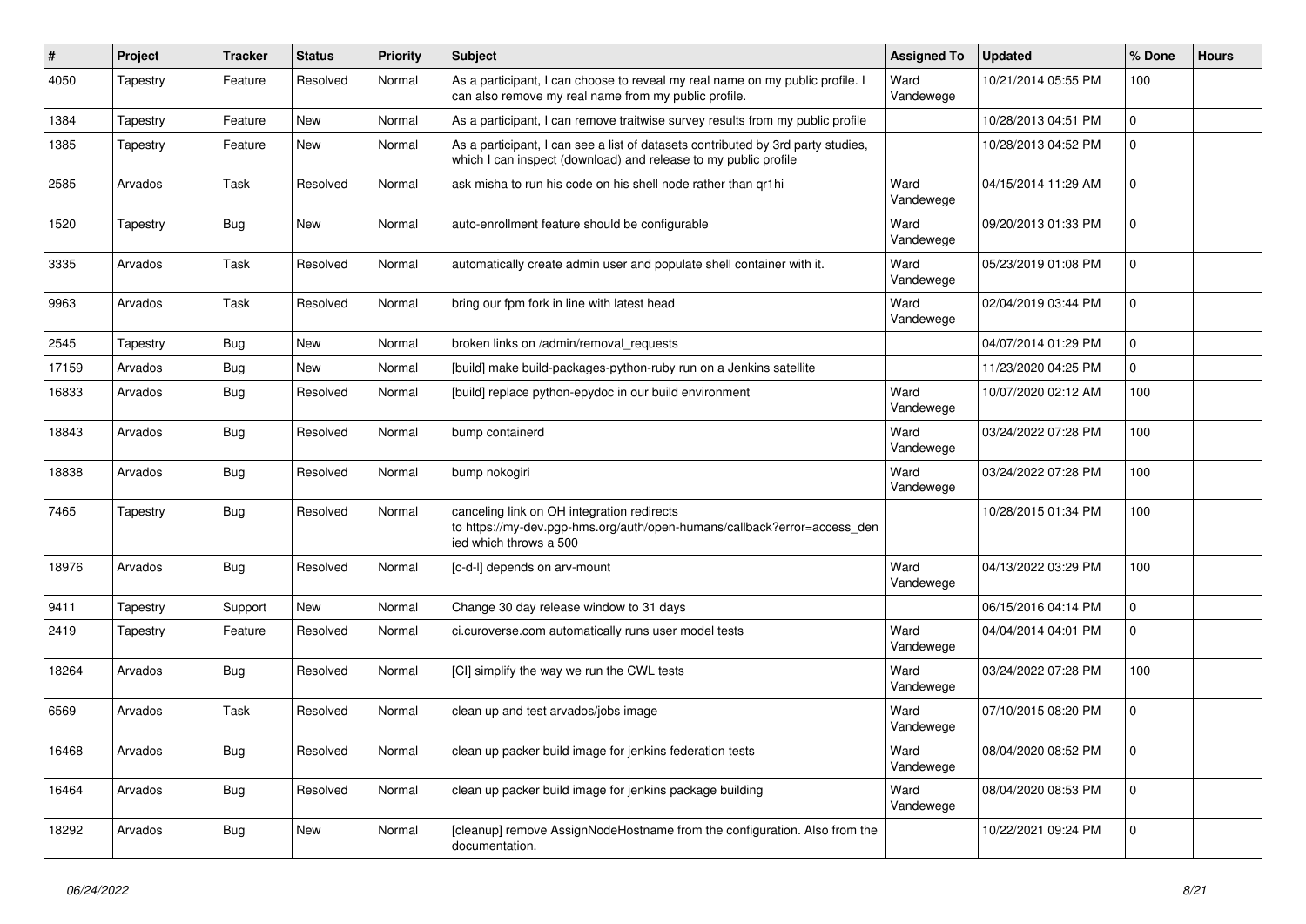| # | Project | Tracker | Status | Priority | Subject | Assigned To | Updated | % Done | Hours |
|---|---|---|---|---|---|---|---|---|---|
| 4050 | Tapestry | Feature | Resolved | Normal | As a participant, I can choose to reveal my real name on my public profile. I can also remove my real name from my public profile. | Ward Vandewege | 10/21/2014 05:55 PM | 100 | |
| 1384 | Tapestry | Feature | New | Normal | As a participant, I can remove traitwise survey results from my public profile | | 10/28/2013 04:51 PM | 0 | |
| 1385 | Tapestry | Feature | New | Normal | As a participant, I can see a list of datasets contributed by 3rd party studies, which I can inspect (download) and release to my public profile | | 10/28/2013 04:52 PM | 0 | |
| 2585 | Arvados | Task | Resolved | Normal | ask misha to run his code on his shell node rather than qr1hi | Ward Vandewege | 04/15/2014 11:29 AM | 0 | |
| 1520 | Tapestry | Bug | New | Normal | auto-enrollment feature should be configurable | Ward Vandewege | 09/20/2013 01:33 PM | 0 | |
| 3335 | Arvados | Task | Resolved | Normal | automatically create admin user and populate shell container with it. | Ward Vandewege | 05/23/2019 01:08 PM | 0 | |
| 9963 | Arvados | Task | Resolved | Normal | bring our fpm fork in line with latest head | Ward Vandewege | 02/04/2019 03:44 PM | 0 | |
| 2545 | Tapestry | Bug | New | Normal | broken links on /admin/removal_requests | | 04/07/2014 01:29 PM | 0 | |
| 17159 | Arvados | Bug | New | Normal | [build] make build-packages-python-ruby run on a Jenkins satellite | | 11/23/2020 04:25 PM | 0 | |
| 16833 | Arvados | Bug | Resolved | Normal | [build] replace python-epydoc in our build environment | Ward Vandewege | 10/07/2020 02:12 AM | 100 | |
| 18843 | Arvados | Bug | Resolved | Normal | bump containerd | Ward Vandewege | 03/24/2022 07:28 PM | 100 | |
| 18838 | Arvados | Bug | Resolved | Normal | bump nokogiri | Ward Vandewege | 03/24/2022 07:28 PM | 100 | |
| 7465 | Tapestry | Bug | Resolved | Normal | canceling link on OH integration redirects to https://my-dev.pgp-hms.org/auth/open-humans/callback?error=access_denied which throws a 500 | | 10/28/2015 01:34 PM | 100 | |
| 18976 | Arvados | Bug | Resolved | Normal | [c-d-l] depends on arv-mount | Ward Vandewege | 04/13/2022 03:29 PM | 100 | |
| 9411 | Tapestry | Support | New | Normal | Change 30 day release window to 31 days | | 06/15/2016 04:14 PM | 0 | |
| 2419 | Tapestry | Feature | Resolved | Normal | ci.curoverse.com automatically runs user model tests | Ward Vandewege | 04/04/2014 04:01 PM | 0 | |
| 18264 | Arvados | Bug | Resolved | Normal | [CI] simplify the way we run the CWL tests | Ward Vandewege | 03/24/2022 07:28 PM | 100 | |
| 6569 | Arvados | Task | Resolved | Normal | clean up and test arvados/jobs image | Ward Vandewege | 07/10/2015 08:20 PM | 0 | |
| 16468 | Arvados | Bug | Resolved | Normal | clean up packer build image for jenkins federation tests | Ward Vandewege | 08/04/2020 08:52 PM | 0 | |
| 16464 | Arvados | Bug | Resolved | Normal | clean up packer build image for jenkins package building | Ward Vandewege | 08/04/2020 08:53 PM | 0 | |
| 18292 | Arvados | Bug | New | Normal | [cleanup] remove AssignNodeHostname from the configuration. Also from the documentation. | | 10/22/2021 09:24 PM | 0 | |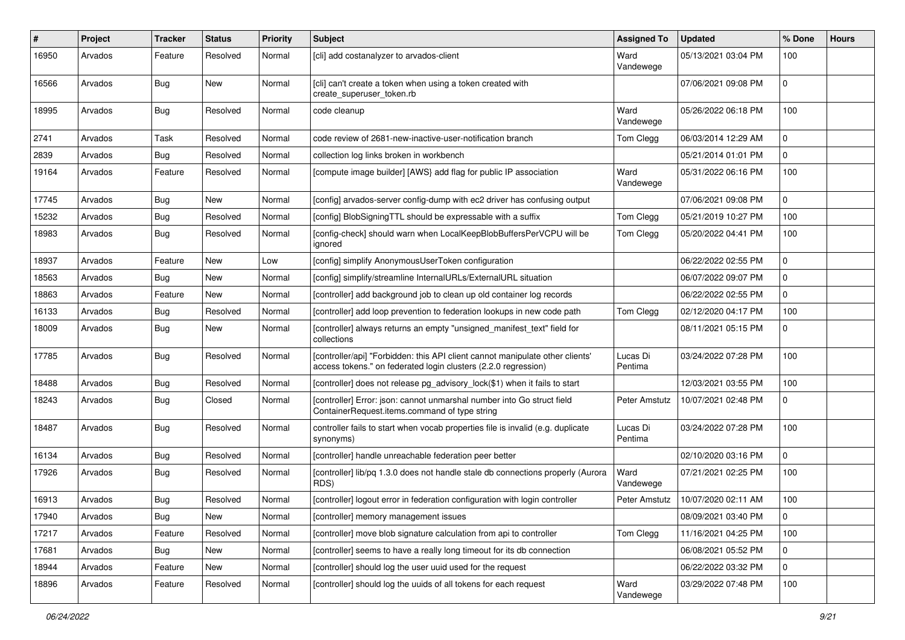| # | Project | Tracker | Status | Priority | Subject | Assigned To | Updated | % Done | Hours |
|---|---|---|---|---|---|---|---|---|---|
| 16950 | Arvados | Feature | Resolved | Normal | [cli] add costanalyzer to arvados-client | Ward Vandewege | 05/13/2021 03:04 PM | 100 | |
| 16566 | Arvados | Bug | New | Normal | [cli] can't create a token when using a token created with create_superuser_token.rb | | 07/06/2021 09:08 PM | 0 | |
| 18995 | Arvados | Bug | Resolved | Normal | code cleanup | Ward Vandewege | 05/26/2022 06:18 PM | 100 | |
| 2741 | Arvados | Task | Resolved | Normal | code review of 2681-new-inactive-user-notification branch | Tom Clegg | 06/03/2014 12:29 AM | 0 | |
| 2839 | Arvados | Bug | Resolved | Normal | collection log links broken in workbench | | 05/21/2014 01:01 PM | 0 | |
| 19164 | Arvados | Feature | Resolved | Normal | [compute image builder] [AWS} add flag for public IP association | Ward Vandewege | 05/31/2022 06:16 PM | 100 | |
| 17745 | Arvados | Bug | New | Normal | [config] arvados-server config-dump with ec2 driver has confusing output | | 07/06/2021 09:08 PM | 0 | |
| 15232 | Arvados | Bug | Resolved | Normal | [config] BlobSigningTTL should be expressable with a suffix | Tom Clegg | 05/21/2019 10:27 PM | 100 | |
| 18983 | Arvados | Bug | Resolved | Normal | [config-check] should warn when LocalKeepBlobBuffersPerVCPU will be ignored | Tom Clegg | 05/20/2022 04:41 PM | 100 | |
| 18937 | Arvados | Feature | New | Low | [config] simplify AnonymousUserToken configuration | | 06/22/2022 02:55 PM | 0 | |
| 18563 | Arvados | Bug | New | Normal | [config] simplify/streamline InternalURLs/ExternalURL situation | | 06/07/2022 09:07 PM | 0 | |
| 18863 | Arvados | Feature | New | Normal | [controller] add background job to clean up old container log records | | 06/22/2022 02:55 PM | 0 | |
| 16133 | Arvados | Bug | Resolved | Normal | [controller] add loop prevention to federation lookups in new code path | Tom Clegg | 02/12/2020 04:17 PM | 100 | |
| 18009 | Arvados | Bug | New | Normal | [controller] always returns an empty "unsigned_manifest_text" field for collections | | 08/11/2021 05:15 PM | 0 | |
| 17785 | Arvados | Bug | Resolved | Normal | [controller/api] "Forbidden: this API client cannot manipulate other clients' access tokens." on federated login clusters (2.2.0 regression) | Lucas Di Pentima | 03/24/2022 07:28 PM | 100 | |
| 18488 | Arvados | Bug | Resolved | Normal | [controller] does not release pg_advisory_lock($1) when it fails to start | | 12/03/2021 03:55 PM | 100 | |
| 18243 | Arvados | Bug | Closed | Normal | [controller] Error: json: cannot unmarshal number into Go struct field ContainerRequest.items.command of type string | Peter Amstutz | 10/07/2021 02:48 PM | 0 | |
| 18487 | Arvados | Bug | Resolved | Normal | controller fails to start when vocab properties file is invalid (e.g. duplicate synonyms) | Lucas Di Pentima | 03/24/2022 07:28 PM | 100 | |
| 16134 | Arvados | Bug | Resolved | Normal | [controller] handle unreachable federation peer better | | 02/10/2020 03:16 PM | 0 | |
| 17926 | Arvados | Bug | Resolved | Normal | [controller] lib/pq 1.3.0 does not handle stale db connections properly (Aurora RDS) | Ward Vandewege | 07/21/2021 02:25 PM | 100 | |
| 16913 | Arvados | Bug | Resolved | Normal | [controller] logout error in federation configuration with login controller | Peter Amstutz | 10/07/2020 02:11 AM | 100 | |
| 17940 | Arvados | Bug | New | Normal | [controller] memory management issues | | 08/09/2021 03:40 PM | 0 | |
| 17217 | Arvados | Feature | Resolved | Normal | [controller] move blob signature calculation from api to controller | Tom Clegg | 11/16/2021 04:25 PM | 100 | |
| 17681 | Arvados | Bug | New | Normal | [controller] seems to have a really long timeout for its db connection | | 06/08/2021 05:52 PM | 0 | |
| 18944 | Arvados | Feature | New | Normal | [controller] should log the user uuid used for the request | | 06/22/2022 03:32 PM | 0 | |
| 18896 | Arvados | Feature | Resolved | Normal | [controller] should log the uuids of all tokens for each request | Ward Vandewege | 03/29/2022 07:48 PM | 100 | |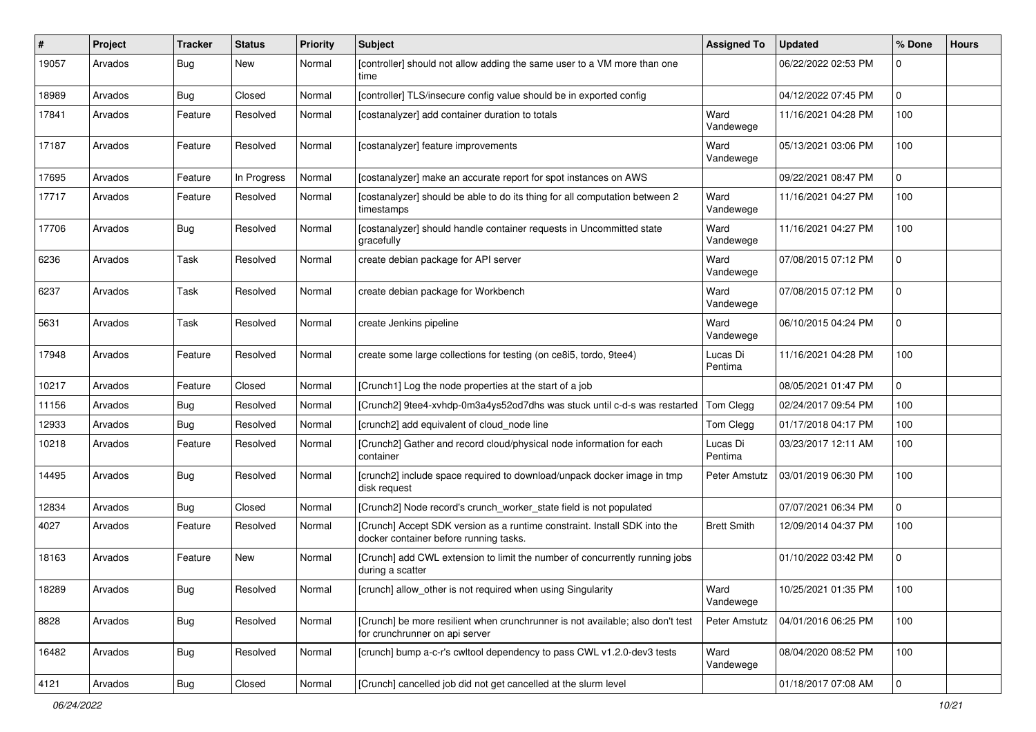| # | Project | Tracker | Status | Priority | Subject | Assigned To | Updated | % Done | Hours |
|---|---|---|---|---|---|---|---|---|---|
| 19057 | Arvados | Bug | New | Normal | [controller] should not allow adding the same user to a VM more than one time | | 06/22/2022 02:53 PM | 0 | |
| 18989 | Arvados | Bug | Closed | Normal | [controller] TLS/insecure config value should be in exported config | | 04/12/2022 07:45 PM | 0 | |
| 17841 | Arvados | Feature | Resolved | Normal | [costanalyzer] add container duration to totals | Ward Vandewege | 11/16/2021 04:28 PM | 100 | |
| 17187 | Arvados | Feature | Resolved | Normal | [costanalyzer] feature improvements | Ward Vandewege | 05/13/2021 03:06 PM | 100 | |
| 17695 | Arvados | Feature | In Progress | Normal | [costanalyzer] make an accurate report for spot instances on AWS | | 09/22/2021 08:47 PM | 0 | |
| 17717 | Arvados | Feature | Resolved | Normal | [costanalyzer] should be able to do its thing for all computation between 2 timestamps | Ward Vandewege | 11/16/2021 04:27 PM | 100 | |
| 17706 | Arvados | Bug | Resolved | Normal | [costanalyzer] should handle container requests in Uncommitted state gracefully | Ward Vandewege | 11/16/2021 04:27 PM | 100 | |
| 6236 | Arvados | Task | Resolved | Normal | create debian package for API server | Ward Vandewege | 07/08/2015 07:12 PM | 0 | |
| 6237 | Arvados | Task | Resolved | Normal | create debian package for Workbench | Ward Vandewege | 07/08/2015 07:12 PM | 0 | |
| 5631 | Arvados | Task | Resolved | Normal | create Jenkins pipeline | Ward Vandewege | 06/10/2015 04:24 PM | 0 | |
| 17948 | Arvados | Feature | Resolved | Normal | create some large collections for testing (on ce8i5, tordo, 9tee4) | Lucas Di Pentima | 11/16/2021 04:28 PM | 100 | |
| 10217 | Arvados | Feature | Closed | Normal | [Crunch1] Log the node properties at the start of a job | | 08/05/2021 01:47 PM | 0 | |
| 11156 | Arvados | Bug | Resolved | Normal | [Crunch2] 9tee4-xvhdp-0m3a4ys52od7dhs was stuck until c-d-s was restarted | Tom Clegg | 02/24/2017 09:54 PM | 100 | |
| 12933 | Arvados | Bug | Resolved | Normal | [crunch2] add equivalent of cloud_node line | Tom Clegg | 01/17/2018 04:17 PM | 100 | |
| 10218 | Arvados | Feature | Resolved | Normal | [Crunch2] Gather and record cloud/physical node information for each container | Lucas Di Pentima | 03/23/2017 12:11 AM | 100 | |
| 14495 | Arvados | Bug | Resolved | Normal | [crunch2] include space required to download/unpack docker image in tmp disk request | Peter Amstutz | 03/01/2019 06:30 PM | 100 | |
| 12834 | Arvados | Bug | Closed | Normal | [Crunch2] Node record's crunch_worker_state field is not populated | | 07/07/2021 06:34 PM | 0 | |
| 4027 | Arvados | Feature | Resolved | Normal | [Crunch] Accept SDK version as a runtime constraint. Install SDK into the docker container before running tasks. | Brett Smith | 12/09/2014 04:37 PM | 100 | |
| 18163 | Arvados | Feature | New | Normal | [Crunch] add CWL extension to limit the number of concurrently running jobs during a scatter | | 01/10/2022 03:42 PM | 0 | |
| 18289 | Arvados | Bug | Resolved | Normal | [crunch] allow_other is not required when using Singularity | Ward Vandewege | 10/25/2021 01:35 PM | 100 | |
| 8828 | Arvados | Bug | Resolved | Normal | [Crunch] be more resilient when crunchrunner is not available; also don't test for crunchrunner on api server | Peter Amstutz | 04/01/2016 06:25 PM | 100 | |
| 16482 | Arvados | Bug | Resolved | Normal | [crunch] bump a-c-r's cwltool dependency to pass CWL v1.2.0-dev3 tests | Ward Vandewege | 08/04/2020 08:52 PM | 100 | |
| 4121 | Arvados | Bug | Closed | Normal | [Crunch] cancelled job did not get cancelled at the slurm level | | 01/18/2017 07:08 AM | 0 | |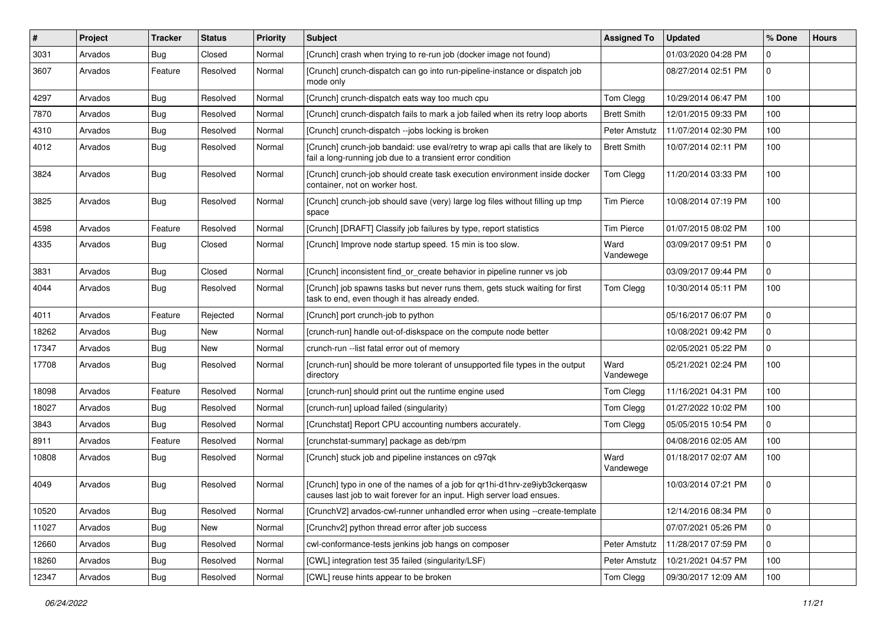| # | Project | Tracker | Status | Priority | Subject | Assigned To | Updated | % Done | Hours |
|---|---|---|---|---|---|---|---|---|---|
| 3031 | Arvados | Bug | Closed | Normal | [Crunch] crash when trying to re-run job (docker image not found) | | 01/03/2020 04:28 PM | 0 | |
| 3607 | Arvados | Feature | Resolved | Normal | [Crunch] crunch-dispatch can go into run-pipeline-instance or dispatch job mode only | | 08/27/2014 02:51 PM | 0 | |
| 4297 | Arvados | Bug | Resolved | Normal | [Crunch] crunch-dispatch eats way too much cpu | Tom Clegg | 10/29/2014 06:47 PM | 100 | |
| 7870 | Arvados | Bug | Resolved | Normal | [Crunch] crunch-dispatch fails to mark a job failed when its retry loop aborts | Brett Smith | 12/01/2015 09:33 PM | 100 | |
| 4310 | Arvados | Bug | Resolved | Normal | [Crunch] crunch-dispatch --jobs locking is broken | Peter Amstutz | 11/07/2014 02:30 PM | 100 | |
| 4012 | Arvados | Bug | Resolved | Normal | [Crunch] crunch-job bandaid: use eval/retry to wrap api calls that are likely to fail a long-running job due to a transient error condition | Brett Smith | 10/07/2014 02:11 PM | 100 | |
| 3824 | Arvados | Bug | Resolved | Normal | [Crunch] crunch-job should create task execution environment inside docker container, not on worker host. | Tom Clegg | 11/20/2014 03:33 PM | 100 | |
| 3825 | Arvados | Bug | Resolved | Normal | [Crunch] crunch-job should save (very) large log files without filling up tmp space | Tim Pierce | 10/08/2014 07:19 PM | 100 | |
| 4598 | Arvados | Feature | Resolved | Normal | [Crunch] [DRAFT] Classify job failures by type, report statistics | Tim Pierce | 01/07/2015 08:02 PM | 100 | |
| 4335 | Arvados | Bug | Closed | Normal | [Crunch] Improve node startup speed. 15 min is too slow. | Ward Vandewege | 03/09/2017 09:51 PM | 0 | |
| 3831 | Arvados | Bug | Closed | Normal | [Crunch] inconsistent find_or_create behavior in pipeline runner vs job | | 03/09/2017 09:44 PM | 0 | |
| 4044 | Arvados | Bug | Resolved | Normal | [Crunch] job spawns tasks but never runs them, gets stuck waiting for first task to end, even though it has already ended. | Tom Clegg | 10/30/2014 05:11 PM | 100 | |
| 4011 | Arvados | Feature | Rejected | Normal | [Crunch] port crunch-job to python | | 05/16/2017 06:07 PM | 0 | |
| 18262 | Arvados | Bug | New | Normal | [crunch-run] handle out-of-diskspace on the compute node better | | 10/08/2021 09:42 PM | 0 | |
| 17347 | Arvados | Bug | New | Normal | crunch-run --list fatal error out of memory | | 02/05/2021 05:22 PM | 0 | |
| 17708 | Arvados | Bug | Resolved | Normal | [crunch-run] should be more tolerant of unsupported file types in the output directory | Ward Vandewege | 05/21/2021 02:24 PM | 100 | |
| 18098 | Arvados | Feature | Resolved | Normal | [crunch-run] should print out the runtime engine used | Tom Clegg | 11/16/2021 04:31 PM | 100 | |
| 18027 | Arvados | Bug | Resolved | Normal | [crunch-run] upload failed (singularity) | Tom Clegg | 01/27/2022 10:02 PM | 100 | |
| 3843 | Arvados | Bug | Resolved | Normal | [Crunchstat] Report CPU accounting numbers accurately. | Tom Clegg | 05/05/2015 10:54 PM | 0 | |
| 8911 | Arvados | Feature | Resolved | Normal | [crunchstat-summary] package as deb/rpm | | 04/08/2016 02:05 AM | 100 | |
| 10808 | Arvados | Bug | Resolved | Normal | [Crunch] stuck job and pipeline instances on c97qk | Ward Vandewege | 01/18/2017 02:07 AM | 100 | |
| 4049 | Arvados | Bug | Resolved | Normal | [Crunch] typo in one of the names of a job for qr1hi-d1hrv-ze9iyb3ckerqasw causes last job to wait forever for an input. High server load ensues. | | 10/03/2014 07:21 PM | 0 | |
| 10520 | Arvados | Bug | Resolved | Normal | [CrunchV2] arvados-cwl-runner unhandled error when using --create-template | | 12/14/2016 08:34 PM | 0 | |
| 11027 | Arvados | Bug | New | Normal | [Crunchv2] python thread error after job success | | 07/07/2021 05:26 PM | 0 | |
| 12660 | Arvados | Bug | Resolved | Normal | cwl-conformance-tests jenkins job hangs on composer | Peter Amstutz | 11/28/2017 07:59 PM | 0 | |
| 18260 | Arvados | Bug | Resolved | Normal | [CWL] integration test 35 failed (singularity/LSF) | Peter Amstutz | 10/21/2021 04:57 PM | 100 | |
| 12347 | Arvados | Bug | Resolved | Normal | [CWL] reuse hints appear to be broken | Tom Clegg | 09/30/2017 12:09 AM | 100 | |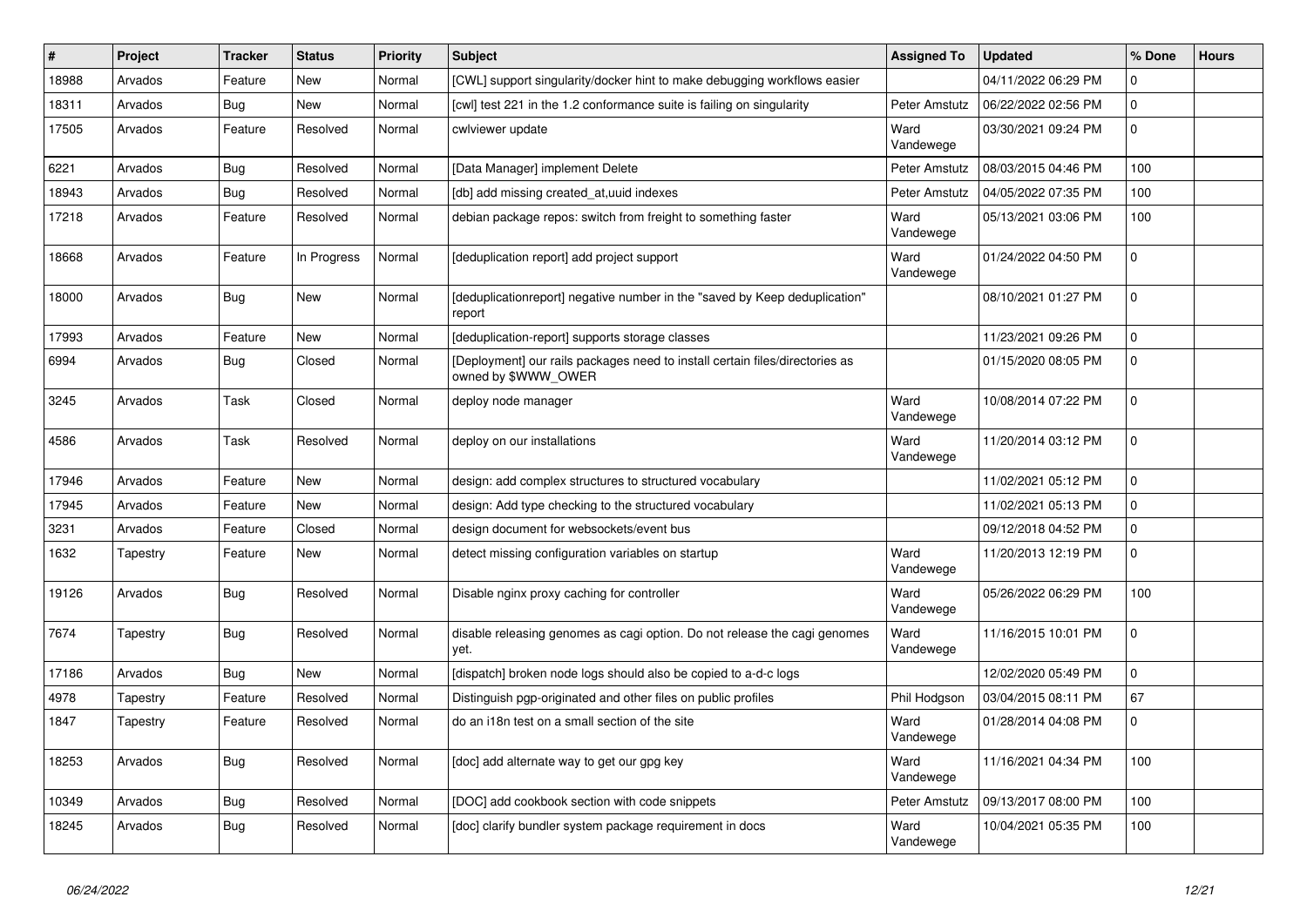| # | Project | Tracker | Status | Priority | Subject | Assigned To | Updated | % Done | Hours |
|---|---|---|---|---|---|---|---|---|---|
| 18988 | Arvados | Feature | New | Normal | [CWL] support singularity/docker hint to make debugging workflows easier | | 04/11/2022 06:29 PM | 0 | |
| 18311 | Arvados | Bug | New | Normal | [cwl] test 221 in the 1.2 conformance suite is failing on singularity | Peter Amstutz | 06/22/2022 02:56 PM | 0 | |
| 17505 | Arvados | Feature | Resolved | Normal | cwlviewer update | Ward Vandewege | 03/30/2021 09:24 PM | 0 | |
| 6221 | Arvados | Bug | Resolved | Normal | [Data Manager] implement Delete | Peter Amstutz | 08/03/2015 04:46 PM | 100 | |
| 18943 | Arvados | Bug | Resolved | Normal | [db] add missing created_at,uuid indexes | Peter Amstutz | 04/05/2022 07:35 PM | 100 | |
| 17218 | Arvados | Feature | Resolved | Normal | debian package repos: switch from freight to something faster | Ward Vandewege | 05/13/2021 03:06 PM | 100 | |
| 18668 | Arvados | Feature | In Progress | Normal | [deduplication report] add project support | Ward Vandewege | 01/24/2022 04:50 PM | 0 | |
| 18000 | Arvados | Bug | New | Normal | [deduplicationreport] negative number in the "saved by Keep deduplication" report | | 08/10/2021 01:27 PM | 0 | |
| 17993 | Arvados | Feature | New | Normal | [deduplication-report] supports storage classes | | 11/23/2021 09:26 PM | 0 | |
| 6994 | Arvados | Bug | Closed | Normal | [Deployment] our rails packages need to install certain files/directories as owned by $WWW_OWER | | 01/15/2020 08:05 PM | 0 | |
| 3245 | Arvados | Task | Closed | Normal | deploy node manager | Ward Vandewege | 10/08/2014 07:22 PM | 0 | |
| 4586 | Arvados | Task | Resolved | Normal | deploy on our installations | Ward Vandewege | 11/20/2014 03:12 PM | 0 | |
| 17946 | Arvados | Feature | New | Normal | design: add complex structures to structured vocabulary | | 11/02/2021 05:12 PM | 0 | |
| 17945 | Arvados | Feature | New | Normal | design: Add type checking to the structured vocabulary | | 11/02/2021 05:13 PM | 0 | |
| 3231 | Arvados | Feature | Closed | Normal | design document for websockets/event bus | | 09/12/2018 04:52 PM | 0 | |
| 1632 | Tapestry | Feature | New | Normal | detect missing configuration variables on startup | Ward Vandewege | 11/20/2013 12:19 PM | 0 | |
| 19126 | Arvados | Bug | Resolved | Normal | Disable nginx proxy caching for controller | Ward Vandewege | 05/26/2022 06:29 PM | 100 | |
| 7674 | Tapestry | Bug | Resolved | Normal | disable releasing genomes as cagi option. Do not release the cagi genomes yet. | Ward Vandewege | 11/16/2015 10:01 PM | 0 | |
| 17186 | Arvados | Bug | New | Normal | [dispatch] broken node logs should also be copied to a-d-c logs | | 12/02/2020 05:49 PM | 0 | |
| 4978 | Tapestry | Feature | Resolved | Normal | Distinguish pgp-originated and other files on public profiles | Phil Hodgson | 03/04/2015 08:11 PM | 67 | |
| 1847 | Tapestry | Feature | Resolved | Normal | do an i18n test on a small section of the site | Ward Vandewege | 01/28/2014 04:08 PM | 0 | |
| 18253 | Arvados | Bug | Resolved | Normal | [doc] add alternate way to get our gpg key | Ward Vandewege | 11/16/2021 04:34 PM | 100 | |
| 10349 | Arvados | Bug | Resolved | Normal | [DOC] add cookbook section with code snippets | Peter Amstutz | 09/13/2017 08:00 PM | 100 | |
| 18245 | Arvados | Bug | Resolved | Normal | [doc] clarify bundler system package requirement in docs | Ward Vandewege | 10/04/2021 05:35 PM | 100 | |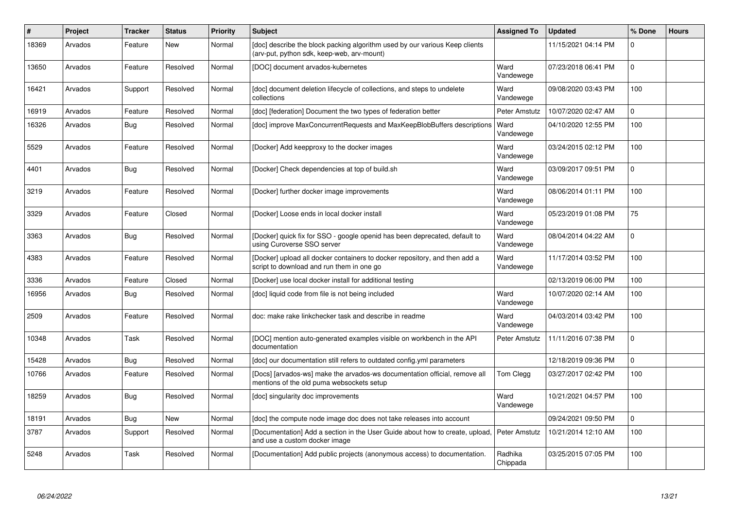| # | Project | Tracker | Status | Priority | Subject | Assigned To | Updated | % Done | Hours |
|---|---|---|---|---|---|---|---|---|---|
| 18369 | Arvados | Feature | New | Normal | [doc] describe the block packing algorithm used by our various Keep clients (arv-put, python sdk, keep-web, arv-mount) | | 11/15/2021 04:14 PM | 0 | |
| 13650 | Arvados | Feature | Resolved | Normal | [DOC] document arvados-kubernetes | Ward Vandewege | 07/23/2018 06:41 PM | 0 | |
| 16421 | Arvados | Support | Resolved | Normal | [doc] document deletion lifecycle of collections, and steps to undelete collections | Ward Vandewege | 09/08/2020 03:43 PM | 100 | |
| 16919 | Arvados | Feature | Resolved | Normal | [doc] [federation] Document the two types of federation better | Peter Amstutz | 10/07/2020 02:47 AM | 0 | |
| 16326 | Arvados | Bug | Resolved | Normal | [doc] improve MaxConcurrentRequests and MaxKeepBlobBuffers descriptions | Ward Vandewege | 04/10/2020 12:55 PM | 100 | |
| 5529 | Arvados | Feature | Resolved | Normal | [Docker] Add keepproxy to the docker images | Ward Vandewege | 03/24/2015 02:12 PM | 100 | |
| 4401 | Arvados | Bug | Resolved | Normal | [Docker] Check dependencies at top of build.sh | Ward Vandewege | 03/09/2017 09:51 PM | 0 | |
| 3219 | Arvados | Feature | Resolved | Normal | [Docker] further docker image improvements | Ward Vandewege | 08/06/2014 01:11 PM | 100 | |
| 3329 | Arvados | Feature | Closed | Normal | [Docker] Loose ends in local docker install | Ward Vandewege | 05/23/2019 01:08 PM | 75 | |
| 3363 | Arvados | Bug | Resolved | Normal | [Docker] quick fix for SSO - google openid has been deprecated, default to using Curoverse SSO server | Ward Vandewege | 08/04/2014 04:22 AM | 0 | |
| 4383 | Arvados | Feature | Resolved | Normal | [Docker] upload all docker containers to docker repository, and then add a script to download and run them in one go | Ward Vandewege | 11/17/2014 03:52 PM | 100 | |
| 3336 | Arvados | Feature | Closed | Normal | [Docker] use local docker install for additional testing | | 02/13/2019 06:00 PM | 100 | |
| 16956 | Arvados | Bug | Resolved | Normal | [doc] liquid code from file is not being included | Ward Vandewege | 10/07/2020 02:14 AM | 100 | |
| 2509 | Arvados | Feature | Resolved | Normal | doc: make rake linkchecker task and describe in readme | Ward Vandewege | 04/03/2014 03:42 PM | 100 | |
| 10348 | Arvados | Task | Resolved | Normal | [DOC] mention auto-generated examples visible on workbench in the API documentation | Peter Amstutz | 11/11/2016 07:38 PM | 0 | |
| 15428 | Arvados | Bug | Resolved | Normal | [doc] our documentation still refers to outdated config.yml parameters | | 12/18/2019 09:36 PM | 0 | |
| 10766 | Arvados | Feature | Resolved | Normal | [Docs] [arvados-ws] make the arvados-ws documentation official, remove all mentions of the old puma websockets setup | Tom Clegg | 03/27/2017 02:42 PM | 100 | |
| 18259 | Arvados | Bug | Resolved | Normal | [doc] singularity doc improvements | Ward Vandewege | 10/21/2021 04:57 PM | 100 | |
| 18191 | Arvados | Bug | New | Normal | [doc] the compute node image doc does not take releases into account | | 09/24/2021 09:50 PM | 0 | |
| 3787 | Arvados | Support | Resolved | Normal | [Documentation] Add a section in the User Guide about how to create, upload, and use a custom docker image | Peter Amstutz | 10/21/2014 12:10 AM | 100 | |
| 5248 | Arvados | Task | Resolved | Normal | [Documentation] Add public projects (anonymous access) to documentation. | Radhika Chippada | 03/25/2015 07:05 PM | 100 | |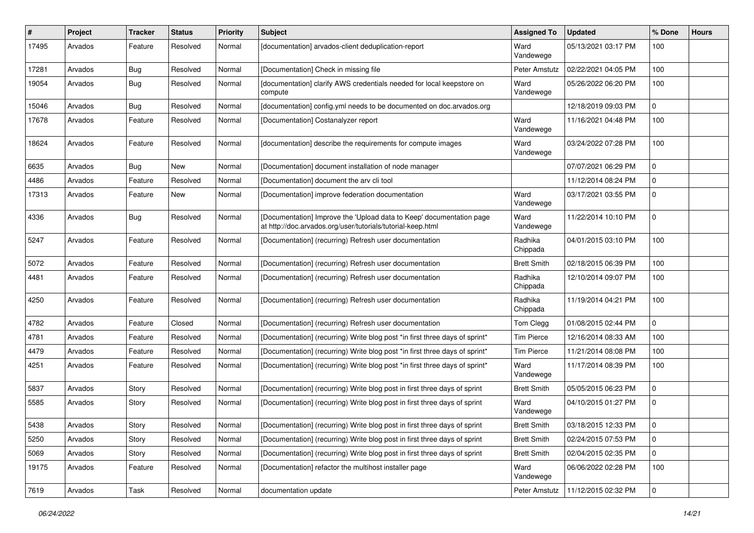| # | Project | Tracker | Status | Priority | Subject | Assigned To | Updated | % Done | Hours |
|---|---|---|---|---|---|---|---|---|---|
| 17495 | Arvados | Feature | Resolved | Normal | [documentation] arvados-client deduplication-report | Ward Vandewege | 05/13/2021 03:17 PM | 100 | |
| 17281 | Arvados | Bug | Resolved | Normal | [Documentation] Check in missing file | Peter Amstutz | 02/22/2021 04:05 PM | 100 | |
| 19054 | Arvados | Bug | Resolved | Normal | [documentation] clarify AWS credentials needed for local keepstore on compute | Ward Vandewege | 05/26/2022 06:20 PM | 100 | |
| 15046 | Arvados | Bug | Resolved | Normal | [documentation] config.yml needs to be documented on doc.arvados.org | | 12/18/2019 09:03 PM | 0 | |
| 17678 | Arvados | Feature | Resolved | Normal | [Documentation] Costanalyzer report | Ward Vandewege | 11/16/2021 04:48 PM | 100 | |
| 18624 | Arvados | Feature | Resolved | Normal | [documentation] describe the requirements for compute images | Ward Vandewege | 03/24/2022 07:28 PM | 100 | |
| 6635 | Arvados | Bug | New | Normal | [Documentation] document installation of node manager | | 07/07/2021 06:29 PM | 0 | |
| 4486 | Arvados | Feature | Resolved | Normal | [Documentation] document the arv cli tool | | 11/12/2014 08:24 PM | 0 | |
| 17313 | Arvados | Feature | New | Normal | [Documentation] improve federation documentation | Ward Vandewege | 03/17/2021 03:55 PM | 0 | |
| 4336 | Arvados | Bug | Resolved | Normal | [Documentation] Improve the 'Upload data to Keep' documentation page at http://doc.arvados.org/user/tutorials/tutorial-keep.html | Ward Vandewege | 11/22/2014 10:10 PM | 0 | |
| 5247 | Arvados | Feature | Resolved | Normal | [Documentation] (recurring) Refresh user documentation | Radhika Chippada | 04/01/2015 03:10 PM | 100 | |
| 5072 | Arvados | Feature | Resolved | Normal | [Documentation] (recurring) Refresh user documentation | Brett Smith | 02/18/2015 06:39 PM | 100 | |
| 4481 | Arvados | Feature | Resolved | Normal | [Documentation] (recurring) Refresh user documentation | Radhika Chippada | 12/10/2014 09:07 PM | 100 | |
| 4250 | Arvados | Feature | Resolved | Normal | [Documentation] (recurring) Refresh user documentation | Radhika Chippada | 11/19/2014 04:21 PM | 100 | |
| 4782 | Arvados | Feature | Closed | Normal | [Documentation] (recurring) Refresh user documentation | Tom Clegg | 01/08/2015 02:44 PM | 0 | |
| 4781 | Arvados | Feature | Resolved | Normal | [Documentation] (recurring) Write blog post *in first three days of sprint* | Tim Pierce | 12/16/2014 08:33 AM | 100 | |
| 4479 | Arvados | Feature | Resolved | Normal | [Documentation] (recurring) Write blog post *in first three days of sprint* | Tim Pierce | 11/21/2014 08:08 PM | 100 | |
| 4251 | Arvados | Feature | Resolved | Normal | [Documentation] (recurring) Write blog post *in first three days of sprint* | Ward Vandewege | 11/17/2014 08:39 PM | 100 | |
| 5837 | Arvados | Story | Resolved | Normal | [Documentation] (recurring) Write blog post in first three days of sprint | Brett Smith | 05/05/2015 06:23 PM | 0 | |
| 5585 | Arvados | Story | Resolved | Normal | [Documentation] (recurring) Write blog post in first three days of sprint | Ward Vandewege | 04/10/2015 01:27 PM | 0 | |
| 5438 | Arvados | Story | Resolved | Normal | [Documentation] (recurring) Write blog post in first three days of sprint | Brett Smith | 03/18/2015 12:33 PM | 0 | |
| 5250 | Arvados | Story | Resolved | Normal | [Documentation] (recurring) Write blog post in first three days of sprint | Brett Smith | 02/24/2015 07:53 PM | 0 | |
| 5069 | Arvados | Story | Resolved | Normal | [Documentation] (recurring) Write blog post in first three days of sprint | Brett Smith | 02/04/2015 02:35 PM | 0 | |
| 19175 | Arvados | Feature | Resolved | Normal | [Documentation] refactor the multihost installer page | Ward Vandewege | 06/06/2022 02:28 PM | 100 | |
| 7619 | Arvados | Task | Resolved | Normal | documentation update | Peter Amstutz | 11/12/2015 02:32 PM | 0 | |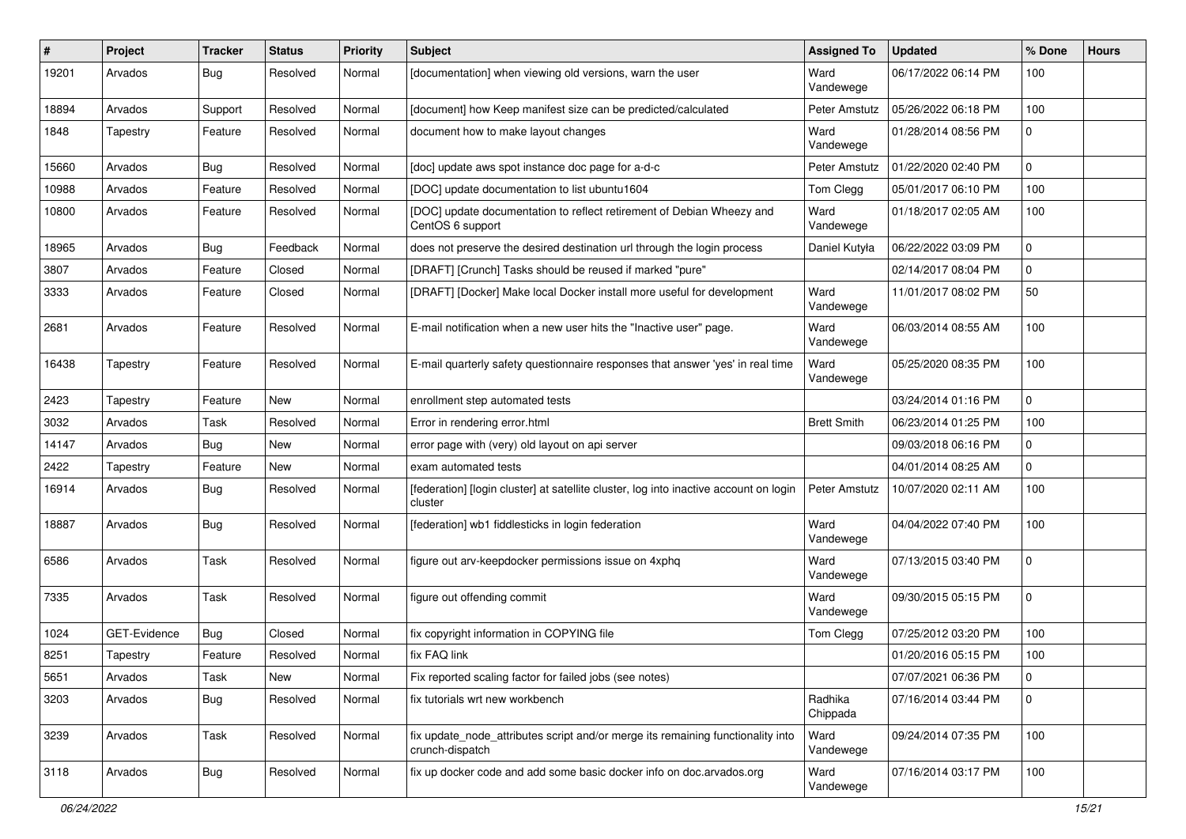| # | Project | Tracker | Status | Priority | Subject | Assigned To | Updated | % Done | Hours |
|---|---|---|---|---|---|---|---|---|---|
| 19201 | Arvados | Bug | Resolved | Normal | [documentation] when viewing old versions, warn the user | Ward Vandewege | 06/17/2022 06:14 PM | 100 | |
| 18894 | Arvados | Support | Resolved | Normal | [document] how Keep manifest size can be predicted/calculated | Peter Amstutz | 05/26/2022 06:18 PM | 100 | |
| 1848 | Tapestry | Feature | Resolved | Normal | document how to make layout changes | Ward Vandewege | 01/28/2014 08:56 PM | 0 | |
| 15660 | Arvados | Bug | Resolved | Normal | [doc] update aws spot instance doc page for a-d-c | Peter Amstutz | 01/22/2020 02:40 PM | 0 | |
| 10988 | Arvados | Feature | Resolved | Normal | [DOC] update documentation to list ubuntu1604 | Tom Clegg | 05/01/2017 06:10 PM | 100 | |
| 10800 | Arvados | Feature | Resolved | Normal | [DOC] update documentation to reflect retirement of Debian Wheezy and CentOS 6 support | Ward Vandewege | 01/18/2017 02:05 AM | 100 | |
| 18965 | Arvados | Bug | Feedback | Normal | does not preserve the desired destination url through the login process | Daniel Kutyła | 06/22/2022 03:09 PM | 0 | |
| 3807 | Arvados | Feature | Closed | Normal | [DRAFT] [Crunch] Tasks should be reused if marked "pure" | | 02/14/2017 08:04 PM | 0 | |
| 3333 | Arvados | Feature | Closed | Normal | [DRAFT] [Docker] Make local Docker install more useful for development | Ward Vandewege | 11/01/2017 08:02 PM | 50 | |
| 2681 | Arvados | Feature | Resolved | Normal | E-mail notification when a new user hits the "Inactive user" page. | Ward Vandewege | 06/03/2014 08:55 AM | 100 | |
| 16438 | Tapestry | Feature | Resolved | Normal | E-mail quarterly safety questionnaire responses that answer 'yes' in real time | Ward Vandewege | 05/25/2020 08:35 PM | 100 | |
| 2423 | Tapestry | Feature | New | Normal | enrollment step automated tests | | 03/24/2014 01:16 PM | 0 | |
| 3032 | Arvados | Task | Resolved | Normal | Error in rendering error.html | Brett Smith | 06/23/2014 01:25 PM | 100 | |
| 14147 | Arvados | Bug | New | Normal | error page with (very) old layout on api server | | 09/03/2018 06:16 PM | 0 | |
| 2422 | Tapestry | Feature | New | Normal | exam automated tests | | 04/01/2014 08:25 AM | 0 | |
| 16914 | Arvados | Bug | Resolved | Normal | [federation] [login cluster] at satellite cluster, log into inactive account on login cluster | Peter Amstutz | 10/07/2020 02:11 AM | 100 | |
| 18887 | Arvados | Bug | Resolved | Normal | [federation] wb1 fiddlesticks in login federation | Ward Vandewege | 04/04/2022 07:40 PM | 100 | |
| 6586 | Arvados | Task | Resolved | Normal | figure out arv-keepdocker permissions issue on 4xphq | Ward Vandewege | 07/13/2015 03:40 PM | 0 | |
| 7335 | Arvados | Task | Resolved | Normal | figure out offending commit | Ward Vandewege | 09/30/2015 05:15 PM | 0 | |
| 1024 | GET-Evidence | Bug | Closed | Normal | fix copyright information in COPYING file | Tom Clegg | 07/25/2012 03:20 PM | 100 | |
| 8251 | Tapestry | Feature | Resolved | Normal | fix FAQ link | | 01/20/2016 05:15 PM | 100 | |
| 5651 | Arvados | Task | New | Normal | Fix reported scaling factor for failed jobs (see notes) | | 07/07/2021 06:36 PM | 0 | |
| 3203 | Arvados | Bug | Resolved | Normal | fix tutorials wrt new workbench | Radhika Chippada | 07/16/2014 03:44 PM | 0 | |
| 3239 | Arvados | Task | Resolved | Normal | fix update_node_attributes script and/or merge its remaining functionality into crunch-dispatch | Ward Vandewege | 09/24/2014 07:35 PM | 100 | |
| 3118 | Arvados | Bug | Resolved | Normal | fix up docker code and add some basic docker info on doc.arvados.org | Ward Vandewege | 07/16/2014 03:17 PM | 100 | |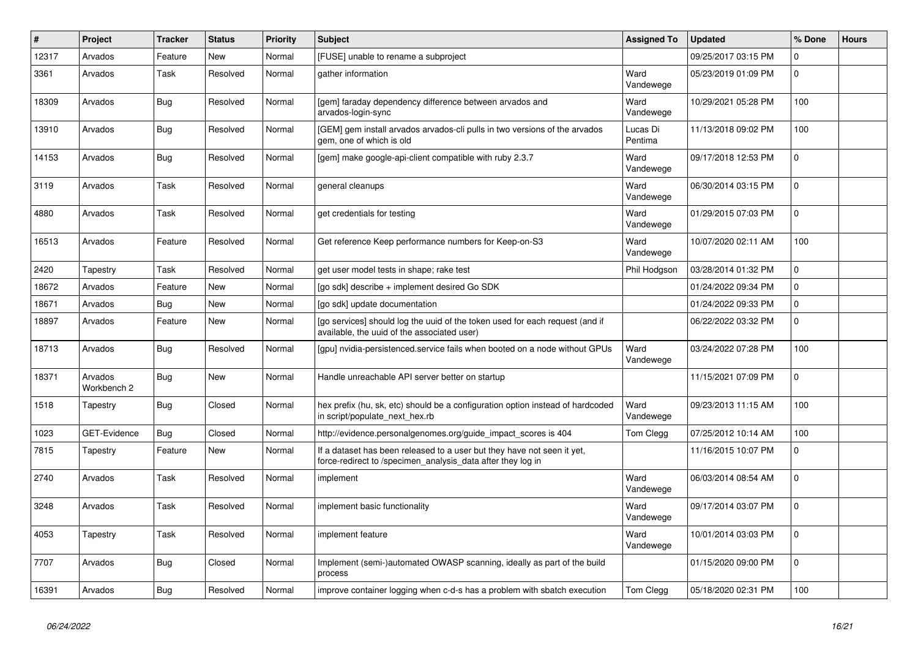| # | Project | Tracker | Status | Priority | Subject | Assigned To | Updated | % Done | Hours |
|---|---|---|---|---|---|---|---|---|---|
| 12317 | Arvados | Feature | New | Normal | [FUSE] unable to rename a subproject | | 09/25/2017 03:15 PM | 0 | |
| 3361 | Arvados | Task | Resolved | Normal | gather information | Ward Vandewege | 05/23/2019 01:09 PM | 0 | |
| 18309 | Arvados | Bug | Resolved | Normal | [gem] faraday dependency difference between arvados and arvados-login-sync | Ward Vandewege | 10/29/2021 05:28 PM | 100 | |
| 13910 | Arvados | Bug | Resolved | Normal | [GEM] gem install arvados arvados-cli pulls in two versions of the arvados gem, one of which is old | Lucas Di Pentima | 11/13/2018 09:02 PM | 100 | |
| 14153 | Arvados | Bug | Resolved | Normal | [gem] make google-api-client compatible with ruby 2.3.7 | Ward Vandewege | 09/17/2018 12:53 PM | 0 | |
| 3119 | Arvados | Task | Resolved | Normal | general cleanups | Ward Vandewege | 06/30/2014 03:15 PM | 0 | |
| 4880 | Arvados | Task | Resolved | Normal | get credentials for testing | Ward Vandewege | 01/29/2015 07:03 PM | 0 | |
| 16513 | Arvados | Feature | Resolved | Normal | Get reference Keep performance numbers for Keep-on-S3 | Ward Vandewege | 10/07/2020 02:11 AM | 100 | |
| 2420 | Tapestry | Task | Resolved | Normal | get user model tests in shape; rake test | Phil Hodgson | 03/28/2014 01:32 PM | 0 | |
| 18672 | Arvados | Feature | New | Normal | [go sdk] describe + implement desired Go SDK | | 01/24/2022 09:34 PM | 0 | |
| 18671 | Arvados | Bug | New | Normal | [go sdk] update documentation | | 01/24/2022 09:33 PM | 0 | |
| 18897 | Arvados | Feature | New | Normal | [go services] should log the uuid of the token used for each request (and if available, the uuid of the associated user) | | 06/22/2022 03:32 PM | 0 | |
| 18713 | Arvados | Bug | Resolved | Normal | [gpu] nvidia-persistenced.service fails when booted on a node without GPUs | Ward Vandewege | 03/24/2022 07:28 PM | 100 | |
| 18371 | Arvados Workbench 2 | Bug | New | Normal | Handle unreachable API server better on startup | | 11/15/2021 07:09 PM | 0 | |
| 1518 | Tapestry | Bug | Closed | Normal | hex prefix (hu, sk, etc) should be a configuration option instead of hardcoded in script/populate_next_hex.rb | Ward Vandewege | 09/23/2013 11:15 AM | 100 | |
| 1023 | GET-Evidence | Bug | Closed | Normal | http://evidence.personalgenomes.org/guide_impact_scores is 404 | Tom Clegg | 07/25/2012 10:14 AM | 100 | |
| 7815 | Tapestry | Feature | New | Normal | If a dataset has been released to a user but they have not seen it yet, force-redirect to /specimen_analysis_data after they log in | | 11/16/2015 10:07 PM | 0 | |
| 2740 | Arvados | Task | Resolved | Normal | implement | Ward Vandewege | 06/03/2014 08:54 AM | 0 | |
| 3248 | Arvados | Task | Resolved | Normal | implement basic functionality | Ward Vandewege | 09/17/2014 03:07 PM | 0 | |
| 4053 | Tapestry | Task | Resolved | Normal | implement feature | Ward Vandewege | 10/01/2014 03:03 PM | 0 | |
| 7707 | Arvados | Bug | Closed | Normal | Implement (semi-)automated OWASP scanning, ideally as part of the build process | | 01/15/2020 09:00 PM | 0 | |
| 16391 | Arvados | Bug | Resolved | Normal | improve container logging when c-d-s has a problem with sbatch execution | Tom Clegg | 05/18/2020 02:31 PM | 100 | |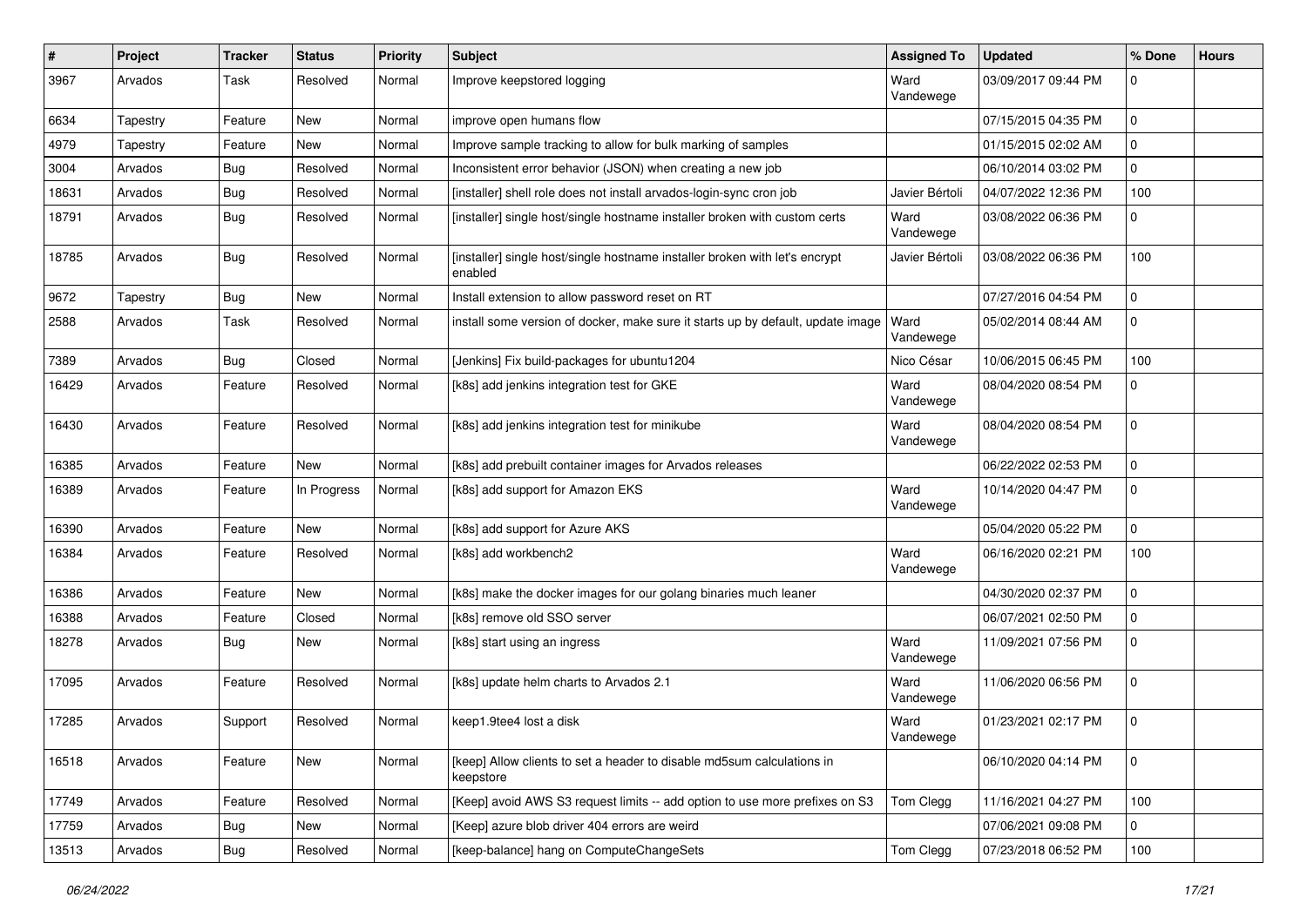| # | Project | Tracker | Status | Priority | Subject | Assigned To | Updated | % Done | Hours |
|---|---|---|---|---|---|---|---|---|---|
| 3967 | Arvados | Task | Resolved | Normal | Improve keepstored logging | Ward Vandewege | 03/09/2017 09:44 PM | 0 | |
| 6634 | Tapestry | Feature | New | Normal | improve open humans flow | | 07/15/2015 04:35 PM | 0 | |
| 4979 | Tapestry | Feature | New | Normal | Improve sample tracking to allow for bulk marking of samples | | 01/15/2015 02:02 AM | 0 | |
| 3004 | Arvados | Bug | Resolved | Normal | Inconsistent error behavior (JSON) when creating a new job | | 06/10/2014 03:02 PM | 0 | |
| 18631 | Arvados | Bug | Resolved | Normal | [installer] shell role does not install arvados-login-sync cron job | Javier Bértoli | 04/07/2022 12:36 PM | 100 | |
| 18791 | Arvados | Bug | Resolved | Normal | [installer] single host/single hostname installer broken with custom certs | Ward Vandewege | 03/08/2022 06:36 PM | 0 | |
| 18785 | Arvados | Bug | Resolved | Normal | [installer] single host/single hostname installer broken with let's encrypt enabled | Javier Bértoli | 03/08/2022 06:36 PM | 100 | |
| 9672 | Tapestry | Bug | New | Normal | Install extension to allow password reset on RT | | 07/27/2016 04:54 PM | 0 | |
| 2588 | Arvados | Task | Resolved | Normal | install some version of docker, make sure it starts up by default, update image | Ward Vandewege | 05/02/2014 08:44 AM | 0 | |
| 7389 | Arvados | Bug | Closed | Normal | [Jenkins] Fix build-packages for ubuntu1204 | Nico César | 10/06/2015 06:45 PM | 100 | |
| 16429 | Arvados | Feature | Resolved | Normal | [k8s] add jenkins integration test for GKE | Ward Vandewege | 08/04/2020 08:54 PM | 0 | |
| 16430 | Arvados | Feature | Resolved | Normal | [k8s] add jenkins integration test for minikube | Ward Vandewege | 08/04/2020 08:54 PM | 0 | |
| 16385 | Arvados | Feature | New | Normal | [k8s] add prebuilt container images for Arvados releases | | 06/22/2022 02:53 PM | 0 | |
| 16389 | Arvados | Feature | In Progress | Normal | [k8s] add support for Amazon EKS | Ward Vandewege | 10/14/2020 04:47 PM | 0 | |
| 16390 | Arvados | Feature | New | Normal | [k8s] add support for Azure AKS | | 05/04/2020 05:22 PM | 0 | |
| 16384 | Arvados | Feature | Resolved | Normal | [k8s] add workbench2 | Ward Vandewege | 06/16/2020 02:21 PM | 100 | |
| 16386 | Arvados | Feature | New | Normal | [k8s] make the docker images for our golang binaries much leaner | | 04/30/2020 02:37 PM | 0 | |
| 16388 | Arvados | Feature | Closed | Normal | [k8s] remove old SSO server | | 06/07/2021 02:50 PM | 0 | |
| 18278 | Arvados | Bug | New | Normal | [k8s] start using an ingress | Ward Vandewege | 11/09/2021 07:56 PM | 0 | |
| 17095 | Arvados | Feature | Resolved | Normal | [k8s] update helm charts to Arvados 2.1 | Ward Vandewege | 11/06/2020 06:56 PM | 0 | |
| 17285 | Arvados | Support | Resolved | Normal | keep1.9tee4 lost a disk | Ward Vandewege | 01/23/2021 02:17 PM | 0 | |
| 16518 | Arvados | Feature | New | Normal | [keep] Allow clients to set a header to disable md5sum calculations in keepstore | | 06/10/2020 04:14 PM | 0 | |
| 17749 | Arvados | Feature | Resolved | Normal | [Keep] avoid AWS S3 request limits -- add option to use more prefixes on S3 | Tom Clegg | 11/16/2021 04:27 PM | 100 | |
| 17759 | Arvados | Bug | New | Normal | [Keep] azure blob driver 404 errors are weird | | 07/06/2021 09:08 PM | 0 | |
| 13513 | Arvados | Bug | Resolved | Normal | [keep-balance] hang on ComputeChangeSets | Tom Clegg | 07/23/2018 06:52 PM | 100 | |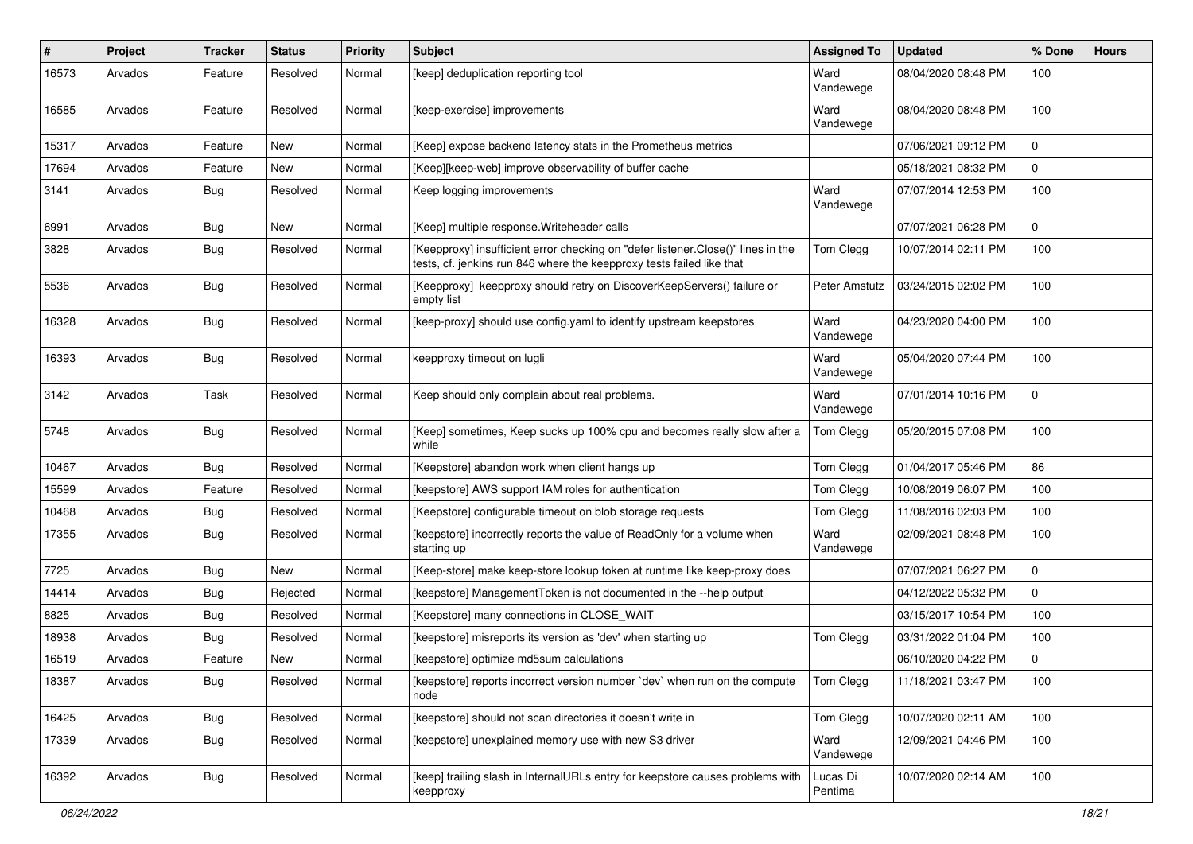| # | Project | Tracker | Status | Priority | Subject | Assigned To | Updated | % Done | Hours |
|---|---|---|---|---|---|---|---|---|---|
| 16573 | Arvados | Feature | Resolved | Normal | [keep] deduplication reporting tool | Ward Vandewege | 08/04/2020 08:48 PM | 100 | |
| 16585 | Arvados | Feature | Resolved | Normal | [keep-exercise] improvements | Ward Vandewege | 08/04/2020 08:48 PM | 100 | |
| 15317 | Arvados | Feature | New | Normal | [Keep] expose backend latency stats in the Prometheus metrics | | 07/06/2021 09:12 PM | 0 | |
| 17694 | Arvados | Feature | New | Normal | [Keep][keep-web] improve observability of buffer cache | | 05/18/2021 08:32 PM | 0 | |
| 3141 | Arvados | Bug | Resolved | Normal | Keep logging improvements | Ward Vandewege | 07/07/2014 12:53 PM | 100 | |
| 6991 | Arvados | Bug | New | Normal | [Keep] multiple response.Writeheader calls | | 07/07/2021 06:28 PM | 0 | |
| 3828 | Arvados | Bug | Resolved | Normal | [Keepproxy] insufficient error checking on "defer listener.Close()" lines in the tests, cf. jenkins run 846 where the keepproxy tests failed like that | Tom Clegg | 10/07/2014 02:11 PM | 100 | |
| 5536 | Arvados | Bug | Resolved | Normal | [Keepproxy] keepproxy should retry on DiscoverKeepServers() failure or empty list | Peter Amstutz | 03/24/2015 02:02 PM | 100 | |
| 16328 | Arvados | Bug | Resolved | Normal | [keep-proxy] should use config.yaml to identify upstream keepstores | Ward Vandewege | 04/23/2020 04:00 PM | 100 | |
| 16393 | Arvados | Bug | Resolved | Normal | keepproxy timeout on lugli | Ward Vandewege | 05/04/2020 07:44 PM | 100 | |
| 3142 | Arvados | Task | Resolved | Normal | Keep should only complain about real problems. | Ward Vandewege | 07/01/2014 10:16 PM | 0 | |
| 5748 | Arvados | Bug | Resolved | Normal | [Keep] sometimes, Keep sucks up 100% cpu and becomes really slow after a while | Tom Clegg | 05/20/2015 07:08 PM | 100 | |
| 10467 | Arvados | Bug | Resolved | Normal | [Keepstore] abandon work when client hangs up | Tom Clegg | 01/04/2017 05:46 PM | 86 | |
| 15599 | Arvados | Feature | Resolved | Normal | [keepstore] AWS support IAM roles for authentication | Tom Clegg | 10/08/2019 06:07 PM | 100 | |
| 10468 | Arvados | Bug | Resolved | Normal | [Keepstore] configurable timeout on blob storage requests | Tom Clegg | 11/08/2016 02:03 PM | 100 | |
| 17355 | Arvados | Bug | Resolved | Normal | [keepstore] incorrectly reports the value of ReadOnly for a volume when starting up | Ward Vandewege | 02/09/2021 08:48 PM | 100 | |
| 7725 | Arvados | Bug | New | Normal | [Keep-store] make keep-store lookup token at runtime like keep-proxy does | | 07/07/2021 06:27 PM | 0 | |
| 14414 | Arvados | Bug | Rejected | Normal | [keepstore] ManagementToken is not documented in the --help output | | 04/12/2022 05:32 PM | 0 | |
| 8825 | Arvados | Bug | Resolved | Normal | [Keepstore] many connections in CLOSE_WAIT | | 03/15/2017 10:54 PM | 100 | |
| 18938 | Arvados | Bug | Resolved | Normal | [keepstore] misreports its version as 'dev' when starting up | Tom Clegg | 03/31/2022 01:04 PM | 100 | |
| 16519 | Arvados | Feature | New | Normal | [keepstore] optimize md5sum calculations | | 06/10/2020 04:22 PM | 0 | |
| 18387 | Arvados | Bug | Resolved | Normal | [keepstore] reports incorrect version number `dev` when run on the compute node | Tom Clegg | 11/18/2021 03:47 PM | 100 | |
| 16425 | Arvados | Bug | Resolved | Normal | [keepstore] should not scan directories it doesn't write in | Tom Clegg | 10/07/2020 02:11 AM | 100 | |
| 17339 | Arvados | Bug | Resolved | Normal | [keepstore] unexplained memory use with new S3 driver | Ward Vandewege | 12/09/2021 04:46 PM | 100 | |
| 16392 | Arvados | Bug | Resolved | Normal | [keep] trailing slash in InternalURLs entry for keepstore causes problems with keepproxy | Lucas Di Pentima | 10/07/2020 02:14 AM | 100 | |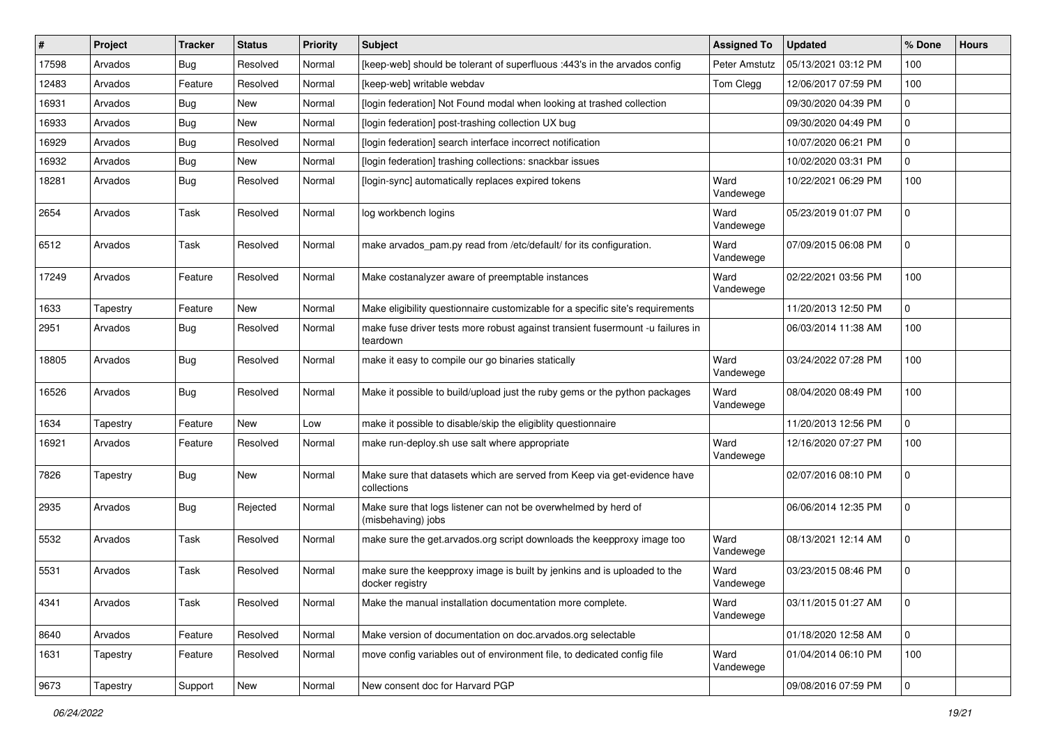| # | Project | Tracker | Status | Priority | Subject | Assigned To | Updated | % Done | Hours |
|---|---|---|---|---|---|---|---|---|---|
| 17598 | Arvados | Bug | Resolved | Normal | [keep-web] should be tolerant of superfluous :443's in the arvados config | Peter Amstutz | 05/13/2021 03:12 PM | 100 | |
| 12483 | Arvados | Feature | Resolved | Normal | [keep-web] writable webdav | Tom Clegg | 12/06/2017 07:59 PM | 100 | |
| 16931 | Arvados | Bug | New | Normal | [login federation] Not Found modal when looking at trashed collection | | 09/30/2020 04:39 PM | 0 | |
| 16933 | Arvados | Bug | New | Normal | [login federation] post-trashing collection UX bug | | 09/30/2020 04:49 PM | 0 | |
| 16929 | Arvados | Bug | Resolved | Normal | [login federation] search interface incorrect notification | | 10/07/2020 06:21 PM | 0 | |
| 16932 | Arvados | Bug | New | Normal | [login federation] trashing collections: snackbar issues | | 10/02/2020 03:31 PM | 0 | |
| 18281 | Arvados | Bug | Resolved | Normal | [login-sync] automatically replaces expired tokens | Ward Vandewege | 10/22/2021 06:29 PM | 100 | |
| 2654 | Arvados | Task | Resolved | Normal | log workbench logins | Ward Vandewege | 05/23/2019 01:07 PM | 0 | |
| 6512 | Arvados | Task | Resolved | Normal | make arvados_pam.py read from /etc/default/ for its configuration. | Ward Vandewege | 07/09/2015 06:08 PM | 0 | |
| 17249 | Arvados | Feature | Resolved | Normal | Make costanalyzer aware of preemptable instances | Ward Vandewege | 02/22/2021 03:56 PM | 100 | |
| 1633 | Tapestry | Feature | New | Normal | Make eligibility questionnaire customizable for a specific site's requirements | | 11/20/2013 12:50 PM | 0 | |
| 2951 | Arvados | Bug | Resolved | Normal | make fuse driver tests more robust against transient fusermount -u failures in teardown | | 06/03/2014 11:38 AM | 100 | |
| 18805 | Arvados | Bug | Resolved | Normal | make it easy to compile our go binaries statically | Ward Vandewege | 03/24/2022 07:28 PM | 100 | |
| 16526 | Arvados | Bug | Resolved | Normal | Make it possible to build/upload just the ruby gems or the python packages | Ward Vandewege | 08/04/2020 08:49 PM | 100 | |
| 1634 | Tapestry | Feature | New | Low | make it possible to disable/skip the eligiblity questionnaire | | 11/20/2013 12:56 PM | 0 | |
| 16921 | Arvados | Feature | Resolved | Normal | make run-deploy.sh use salt where appropriate | Ward Vandewege | 12/16/2020 07:27 PM | 100 | |
| 7826 | Tapestry | Bug | New | Normal | Make sure that datasets which are served from Keep via get-evidence have collections | | 02/07/2016 08:10 PM | 0 | |
| 2935 | Arvados | Bug | Rejected | Normal | Make sure that logs listener can not be overwhelmed by herd of (misbehaving) jobs | | 06/06/2014 12:35 PM | 0 | |
| 5532 | Arvados | Task | Resolved | Normal | make sure the get.arvados.org script downloads the keepproxy image too | Ward Vandewege | 08/13/2021 12:14 AM | 0 | |
| 5531 | Arvados | Task | Resolved | Normal | make sure the keepproxy image is built by jenkins and is uploaded to the docker registry | Ward Vandewege | 03/23/2015 08:46 PM | 0 | |
| 4341 | Arvados | Task | Resolved | Normal | Make the manual installation documentation more complete. | Ward Vandewege | 03/11/2015 01:27 AM | 0 | |
| 8640 | Arvados | Feature | Resolved | Normal | Make version of documentation on doc.arvados.org selectable | | 01/18/2020 12:58 AM | 0 | |
| 1631 | Tapestry | Feature | Resolved | Normal | move config variables out of environment file, to dedicated config file | Ward Vandewege | 01/04/2014 06:10 PM | 100 | |
| 9673 | Tapestry | Support | New | Normal | New consent doc for Harvard PGP | | 09/08/2016 07:59 PM | 0 | |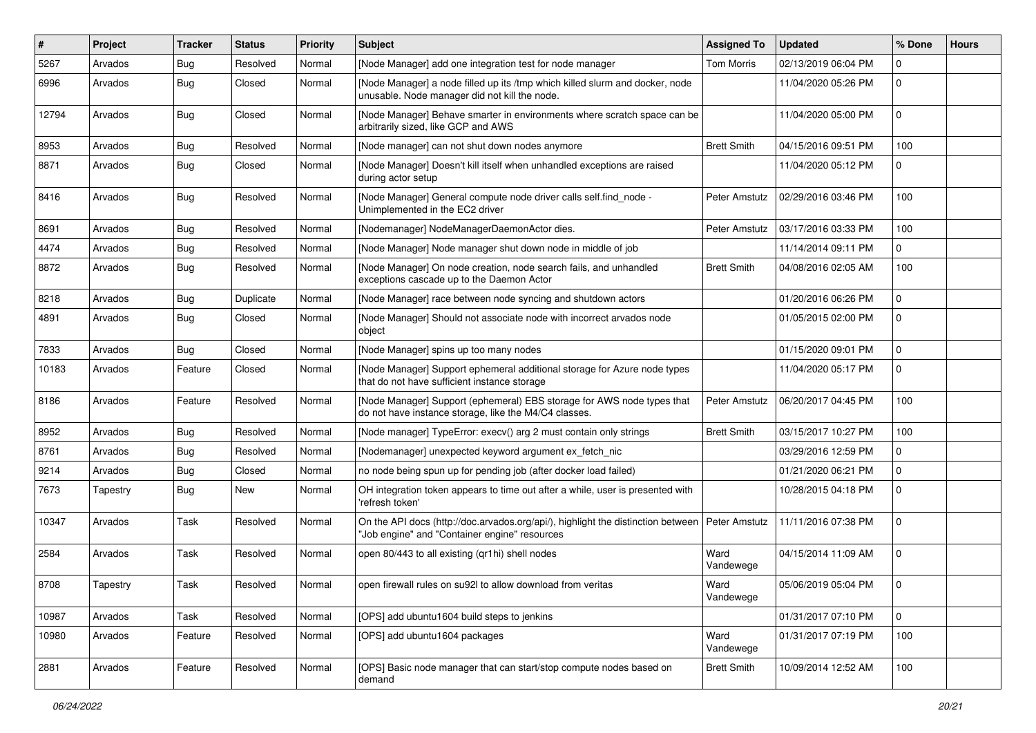| # | Project | Tracker | Status | Priority | Subject | Assigned To | Updated | % Done | Hours |
|---|---|---|---|---|---|---|---|---|---|
| 5267 | Arvados | Bug | Resolved | Normal | [Node Manager] add one integration test for node manager | Tom Morris | 02/13/2019 06:04 PM | 0 | |
| 6996 | Arvados | Bug | Closed | Normal | [Node Manager] a node filled up its /tmp which killed slurm and docker, node unusable. Node manager did not kill the node. | | 11/04/2020 05:26 PM | 0 | |
| 12794 | Arvados | Bug | Closed | Normal | [Node Manager] Behave smarter in environments where scratch space can be arbitrarily sized, like GCP and AWS | | 11/04/2020 05:00 PM | 0 | |
| 8953 | Arvados | Bug | Resolved | Normal | [Node manager] can not shut down nodes anymore | Brett Smith | 04/15/2016 09:51 PM | 100 | |
| 8871 | Arvados | Bug | Closed | Normal | [Node Manager] Doesn't kill itself when unhandled exceptions are raised during actor setup | | 11/04/2020 05:12 PM | 0 | |
| 8416 | Arvados | Bug | Resolved | Normal | [Node Manager] General compute node driver calls self.find_node - Unimplemented in the EC2 driver | Peter Amstutz | 02/29/2016 03:46 PM | 100 | |
| 8691 | Arvados | Bug | Resolved | Normal | [Nodemanager] NodeManagerDaemonActor dies. | Peter Amstutz | 03/17/2016 03:33 PM | 100 | |
| 4474 | Arvados | Bug | Resolved | Normal | [Node Manager] Node manager shut down node in middle of job | | 11/14/2014 09:11 PM | 0 | |
| 8872 | Arvados | Bug | Resolved | Normal | [Node Manager] On node creation, node search fails, and unhandled exceptions cascade up to the Daemon Actor | Brett Smith | 04/08/2016 02:05 AM | 100 | |
| 8218 | Arvados | Bug | Duplicate | Normal | [Node Manager] race between node syncing and shutdown actors | | 01/20/2016 06:26 PM | 0 | |
| 4891 | Arvados | Bug | Closed | Normal | [Node Manager] Should not associate node with incorrect arvados node object | | 01/05/2015 02:00 PM | 0 | |
| 7833 | Arvados | Bug | Closed | Normal | [Node Manager] spins up too many nodes | | 01/15/2020 09:01 PM | 0 | |
| 10183 | Arvados | Feature | Closed | Normal | [Node Manager] Support ephemeral additional storage for Azure node types that do not have sufficient instance storage | | 11/04/2020 05:17 PM | 0 | |
| 8186 | Arvados | Feature | Resolved | Normal | [Node Manager] Support (ephemeral) EBS storage for AWS node types that do not have instance storage, like the M4/C4 classes. | Peter Amstutz | 06/20/2017 04:45 PM | 100 | |
| 8952 | Arvados | Bug | Resolved | Normal | [Node manager] TypeError: execv() arg 2 must contain only strings | Brett Smith | 03/15/2017 10:27 PM | 100 | |
| 8761 | Arvados | Bug | Resolved | Normal | [Nodemanager] unexpected keyword argument ex_fetch_nic | | 03/29/2016 12:59 PM | 0 | |
| 9214 | Arvados | Bug | Closed | Normal | no node being spun up for pending job (after docker load failed) | | 01/21/2020 06:21 PM | 0 | |
| 7673 | Tapestry | Bug | New | Normal | OH integration token appears to time out after a while, user is presented with 'refresh token' | | 10/28/2015 04:18 PM | 0 | |
| 10347 | Arvados | Task | Resolved | Normal | On the API docs (http://doc.arvados.org/api/), highlight the distinction between "Job engine" and "Container engine" resources | Peter Amstutz | 11/11/2016 07:38 PM | 0 | |
| 2584 | Arvados | Task | Resolved | Normal | open 80/443 to all existing (qr1hi) shell nodes | Ward Vandewege | 04/15/2014 11:09 AM | 0 | |
| 8708 | Tapestry | Task | Resolved | Normal | open firewall rules on su92l to allow download from veritas | Ward Vandewege | 05/06/2019 05:04 PM | 0 | |
| 10987 | Arvados | Task | Resolved | Normal | [OPS] add ubuntu1604 build steps to jenkins | | 01/31/2017 07:10 PM | 0 | |
| 10980 | Arvados | Feature | Resolved | Normal | [OPS] add ubuntu1604 packages | Ward Vandewege | 01/31/2017 07:19 PM | 100 | |
| 2881 | Arvados | Feature | Resolved | Normal | [OPS] Basic node manager that can start/stop compute nodes based on demand | Brett Smith | 10/09/2014 12:52 AM | 100 | |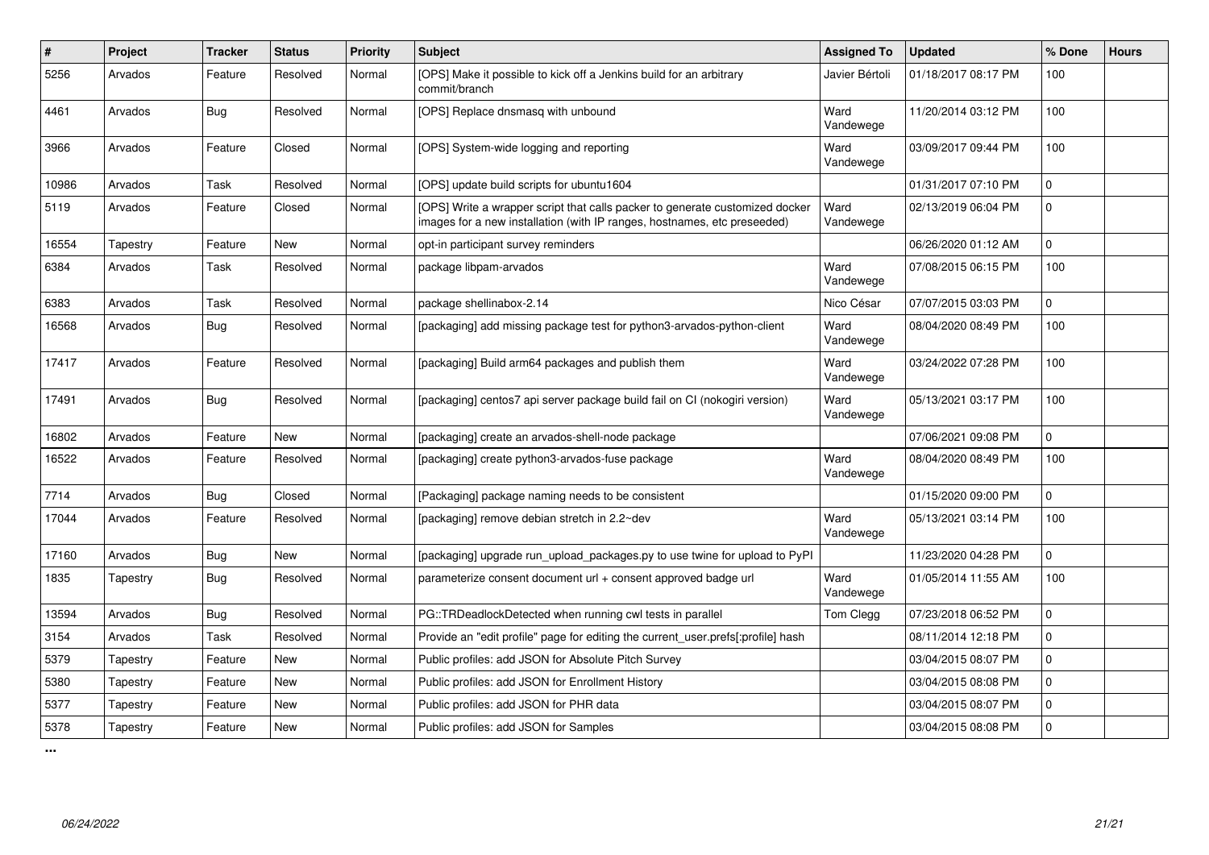| # | Project | Tracker | Status | Priority | Subject | Assigned To | Updated | % Done | Hours |
|---|---|---|---|---|---|---|---|---|---|
| 5256 | Arvados | Feature | Resolved | Normal | [OPS] Make it possible to kick off a Jenkins build for an arbitrary commit/branch | Javier Bértoli | 01/18/2017 08:17 PM | 100 | |
| 4461 | Arvados | Bug | Resolved | Normal | [OPS] Replace dnsmasq with unbound | Ward Vandewege | 11/20/2014 03:12 PM | 100 | |
| 3966 | Arvados | Feature | Closed | Normal | [OPS] System-wide logging and reporting | Ward Vandewege | 03/09/2017 09:44 PM | 100 | |
| 10986 | Arvados | Task | Resolved | Normal | [OPS] update build scripts for ubuntu1604 | | 01/31/2017 07:10 PM | 0 | |
| 5119 | Arvados | Feature | Closed | Normal | [OPS] Write a wrapper script that calls packer to generate customized docker images for a new installation (with IP ranges, hostnames, etc preseeded) | Ward Vandewege | 02/13/2019 06:04 PM | 0 | |
| 16554 | Tapestry | Feature | New | Normal | opt-in participant survey reminders | | 06/26/2020 01:12 AM | 0 | |
| 6384 | Arvados | Task | Resolved | Normal | package libpam-arvados | Ward Vandewege | 07/08/2015 06:15 PM | 100 | |
| 6383 | Arvados | Task | Resolved | Normal | package shellinabox-2.14 | Nico César | 07/07/2015 03:03 PM | 0 | |
| 16568 | Arvados | Bug | Resolved | Normal | [packaging] add missing package test for python3-arvados-python-client | Ward Vandewege | 08/04/2020 08:49 PM | 100 | |
| 17417 | Arvados | Feature | Resolved | Normal | [packaging] Build arm64 packages and publish them | Ward Vandewege | 03/24/2022 07:28 PM | 100 | |
| 17491 | Arvados | Bug | Resolved | Normal | [packaging] centos7 api server package build fail on CI (nokogiri version) | Ward Vandewege | 05/13/2021 03:17 PM | 100 | |
| 16802 | Arvados | Feature | New | Normal | [packaging] create an arvados-shell-node package | | 07/06/2021 09:08 PM | 0 | |
| 16522 | Arvados | Feature | Resolved | Normal | [packaging] create python3-arvados-fuse package | Ward Vandewege | 08/04/2020 08:49 PM | 100 | |
| 7714 | Arvados | Bug | Closed | Normal | [Packaging] package naming needs to be consistent | | 01/15/2020 09:00 PM | 0 | |
| 17044 | Arvados | Feature | Resolved | Normal | [packaging] remove debian stretch in 2.2~dev | Ward Vandewege | 05/13/2021 03:14 PM | 100 | |
| 17160 | Arvados | Bug | New | Normal | [packaging] upgrade run_upload_packages.py to use twine for upload to PyPI | | 11/23/2020 04:28 PM | 0 | |
| 1835 | Tapestry | Bug | Resolved | Normal | parameterize consent document url + consent approved badge url | Ward Vandewege | 01/05/2014 11:55 AM | 100 | |
| 13594 | Arvados | Bug | Resolved | Normal | PG::TRDeadlockDetected when running cwl tests in parallel | Tom Clegg | 07/23/2018 06:52 PM | 0 | |
| 3154 | Arvados | Task | Resolved | Normal | Provide an "edit profile" page for editing the current_user.prefs[:profile] hash | | 08/11/2014 12:18 PM | 0 | |
| 5379 | Tapestry | Feature | New | Normal | Public profiles: add JSON for Absolute Pitch Survey | | 03/04/2015 08:07 PM | 0 | |
| 5380 | Tapestry | Feature | New | Normal | Public profiles: add JSON for Enrollment History | | 03/04/2015 08:08 PM | 0 | |
| 5377 | Tapestry | Feature | New | Normal | Public profiles: add JSON for PHR data | | 03/04/2015 08:07 PM | 0 | |
| 5378 | Tapestry | Feature | New | Normal | Public profiles: add JSON for Samples | | 03/04/2015 08:08 PM | 0 | |

...